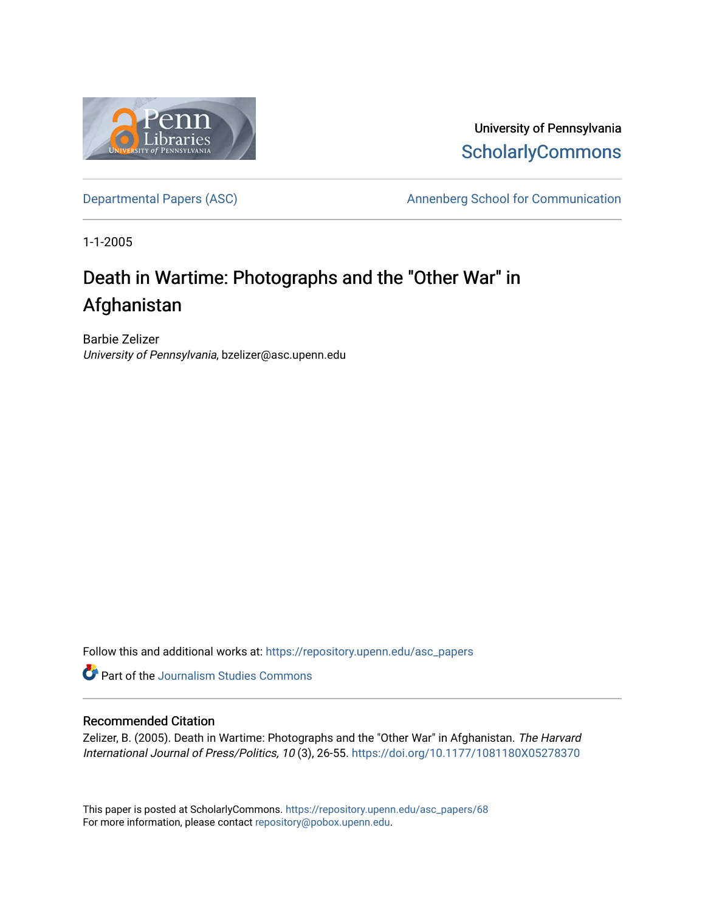University of Pennsylvania
ScholarlyCommons

Departmental Papers (ASC)

Annenberg School for Communication

1-1-2005

# Death in Wartime: Photographs and the "Other War" in Afghanistan

Barbie Zelizer
*University of Pennsylvania*, bzelizer@asc.upenn.edu

Follow this and additional works at: https://repository.upenn.edu/asc_papers

Part of the Journalism Studies Commons

## Recommended Citation

Zelizer, B. (2005). Death in Wartime: Photographs and the "Other War" in Afghanistan. *The Harvard International Journal of Press/Politics, 10* (3), 26-55. https://doi.org/10.1177/1081180X05278370

This paper is posted at ScholarlyCommons. https://repository.upenn.edu/asc_papers/68
For more information, please contact repository@pobox.upenn.edu.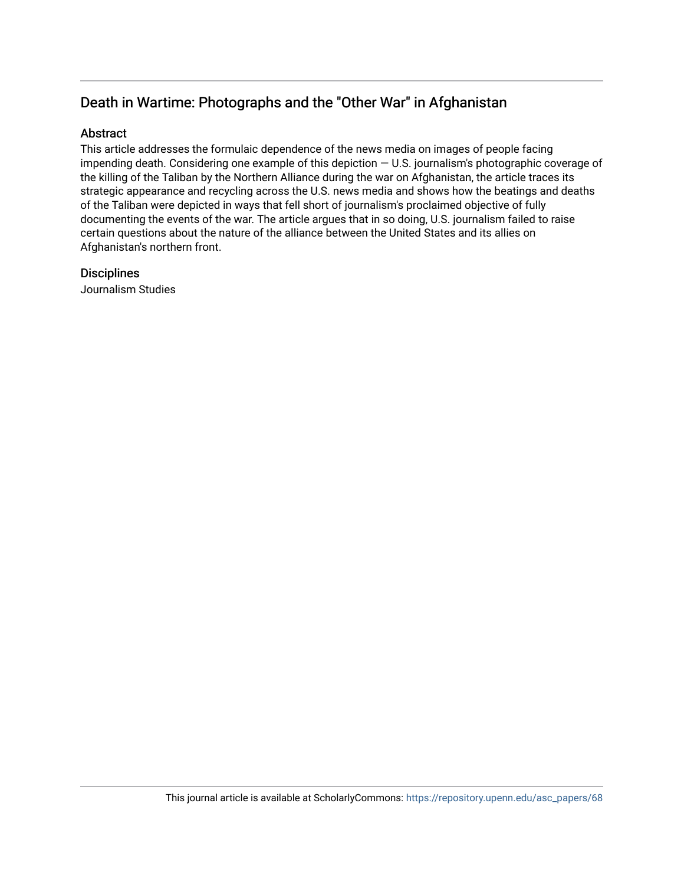## Death in Wartime: Photographs and the "Other War" in Afghanistan

### Abstract

This article addresses the formulaic dependence of the news media on images of people facing impending death. Considering one example of this depiction — U.S. journalism's photographic coverage of the killing of the Taliban by the Northern Alliance during the war on Afghanistan, the article traces its strategic appearance and recycling across the U.S. news media and shows how the beatings and deaths of the Taliban were depicted in ways that fell short of journalism's proclaimed objective of fully documenting the events of the war. The article argues that in so doing, U.S. journalism failed to raise certain questions about the nature of the alliance between the United States and its allies on Afghanistan's northern front.

### Disciplines

Journalism Studies

This journal article is available at ScholarlyCommons: https://repository.upenn.edu/asc_papers/68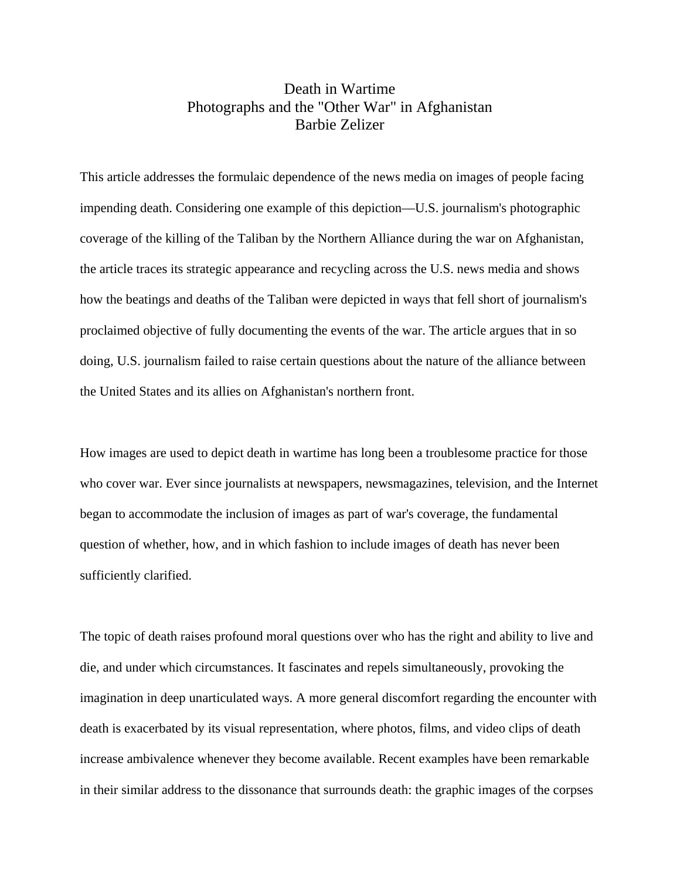# Death in Wartime
## Photographs and the "Other War" in Afghanistan
### Barbie Zelizer

This article addresses the formulaic dependence of the news media on images of people facing impending death. Considering one example of this depiction—U.S. journalism's photographic coverage of the killing of the Taliban by the Northern Alliance during the war on Afghanistan, the article traces its strategic appearance and recycling across the U.S. news media and shows how the beatings and deaths of the Taliban were depicted in ways that fell short of journalism's proclaimed objective of fully documenting the events of the war. The article argues that in so doing, U.S. journalism failed to raise certain questions about the nature of the alliance between the United States and its allies on Afghanistan's northern front.

How images are used to depict death in wartime has long been a troublesome practice for those who cover war. Ever since journalists at newspapers, newsmagazines, television, and the Internet began to accommodate the inclusion of images as part of war's coverage, the fundamental question of whether, how, and in which fashion to include images of death has never been sufficiently clarified.

The topic of death raises profound moral questions over who has the right and ability to live and die, and under which circumstances. It fascinates and repels simultaneously, provoking the imagination in deep unarticulated ways. A more general discomfort regarding the encounter with death is exacerbated by its visual representation, where photos, films, and video clips of death increase ambivalence whenever they become available. Recent examples have been remarkable in their similar address to the dissonance that surrounds death: the graphic images of the corpses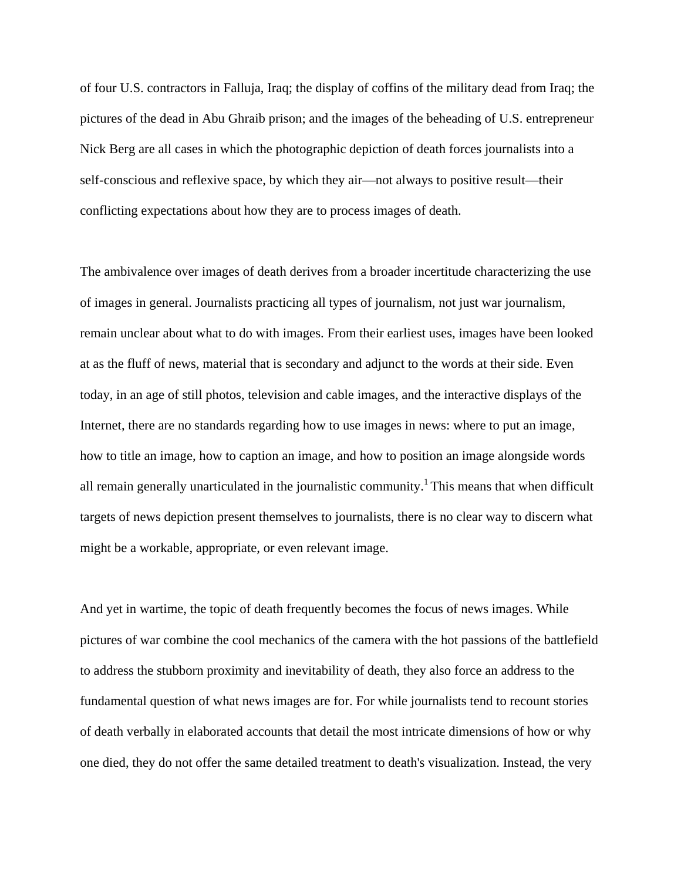of four U.S. contractors in Falluja, Iraq; the display of coffins of the military dead from Iraq; the pictures of the dead in Abu Ghraib prison; and the images of the beheading of U.S. entrepreneur Nick Berg are all cases in which the photographic depiction of death forces journalists into a self-conscious and reflexive space, by which they air—not always to positive result—their conflicting expectations about how they are to process images of death.

The ambivalence over images of death derives from a broader incertitude characterizing the use of images in general. Journalists practicing all types of journalism, not just war journalism, remain unclear about what to do with images. From their earliest uses, images have been looked at as the fluff of news, material that is secondary and adjunct to the words at their side. Even today, in an age of still photos, television and cable images, and the interactive displays of the Internet, there are no standards regarding how to use images in news: where to put an image, how to title an image, how to caption an image, and how to position an image alongside words all remain generally unarticulated in the journalistic community.[1] This means that when difficult targets of news depiction present themselves to journalists, there is no clear way to discern what might be a workable, appropriate, or even relevant image.

And yet in wartime, the topic of death frequently becomes the focus of news images. While pictures of war combine the cool mechanics of the camera with the hot passions of the battlefield to address the stubborn proximity and inevitability of death, they also force an address to the fundamental question of what news images are for. For while journalists tend to recount stories of death verbally in elaborated accounts that detail the most intricate dimensions of how or why one died, they do not offer the same detailed treatment to death's visualization. Instead, the very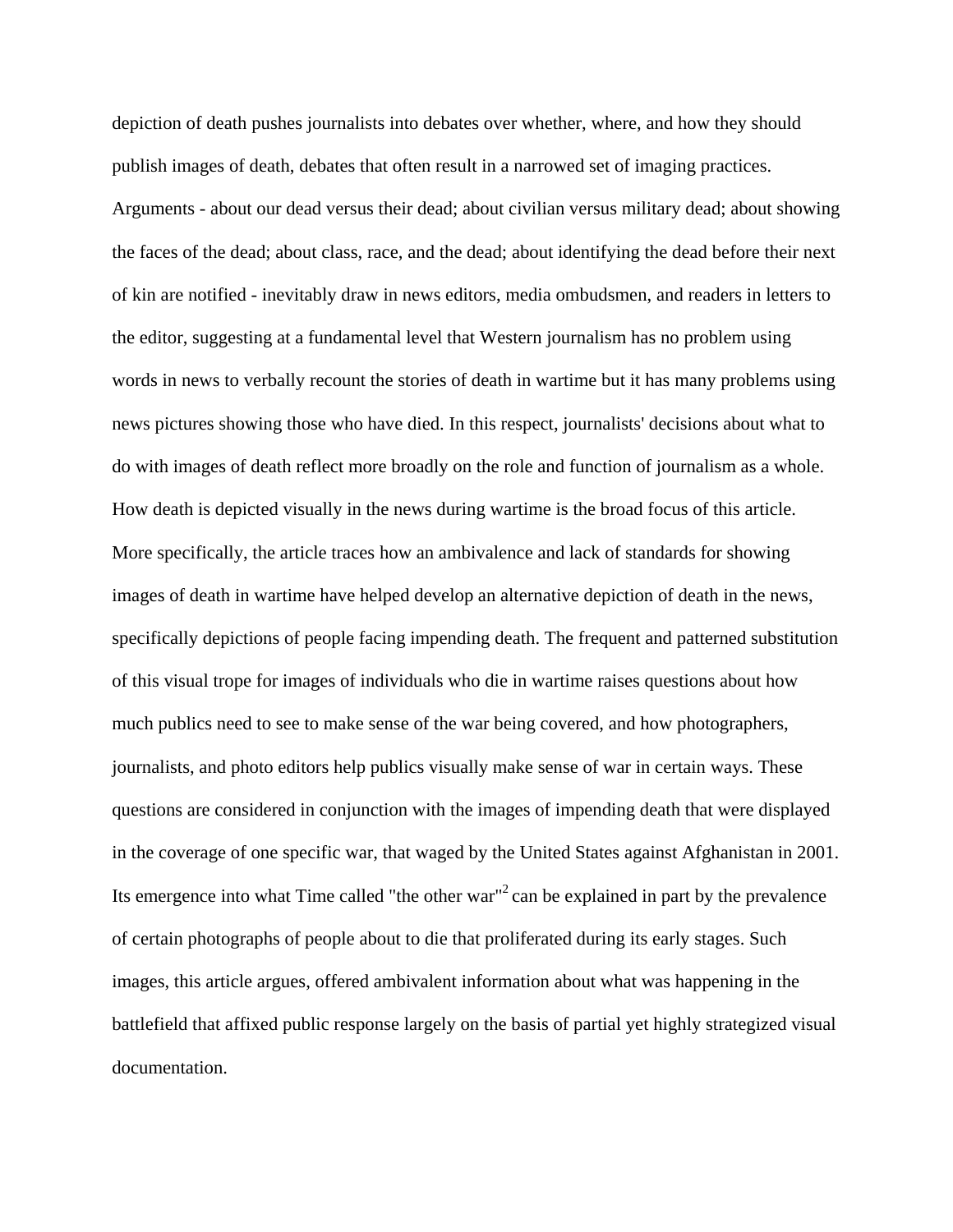depiction of death pushes journalists into debates over whether, where, and how they should publish images of death, debates that often result in a narrowed set of imaging practices. Arguments - about our dead versus their dead; about civilian versus military dead; about showing the faces of the dead; about class, race, and the dead; about identifying the dead before their next of kin are notified - inevitably draw in news editors, media ombudsmen, and readers in letters to the editor, suggesting at a fundamental level that Western journalism has no problem using words in news to verbally recount the stories of death in wartime but it has many problems using news pictures showing those who have died. In this respect, journalists' decisions about what to do with images of death reflect more broadly on the role and function of journalism as a whole. How death is depicted visually in the news during wartime is the broad focus of this article. More specifically, the article traces how an ambivalence and lack of standards for showing images of death in wartime have helped develop an alternative depiction of death in the news, specifically depictions of people facing impending death. The frequent and patterned substitution of this visual trope for images of individuals who die in wartime raises questions about how much publics need to see to make sense of the war being covered, and how photographers, journalists, and photo editors help publics visually make sense of war in certain ways. These questions are considered in conjunction with the images of impending death that were displayed in the coverage of one specific war, that waged by the United States against Afghanistan in 2001. Its emergence into what Time called "the other war"[2] can be explained in part by the prevalence of certain photographs of people about to die that proliferated during its early stages. Such images, this article argues, offered ambivalent information about what was happening in the battlefield that affixed public response largely on the basis of partial yet highly strategized visual documentation.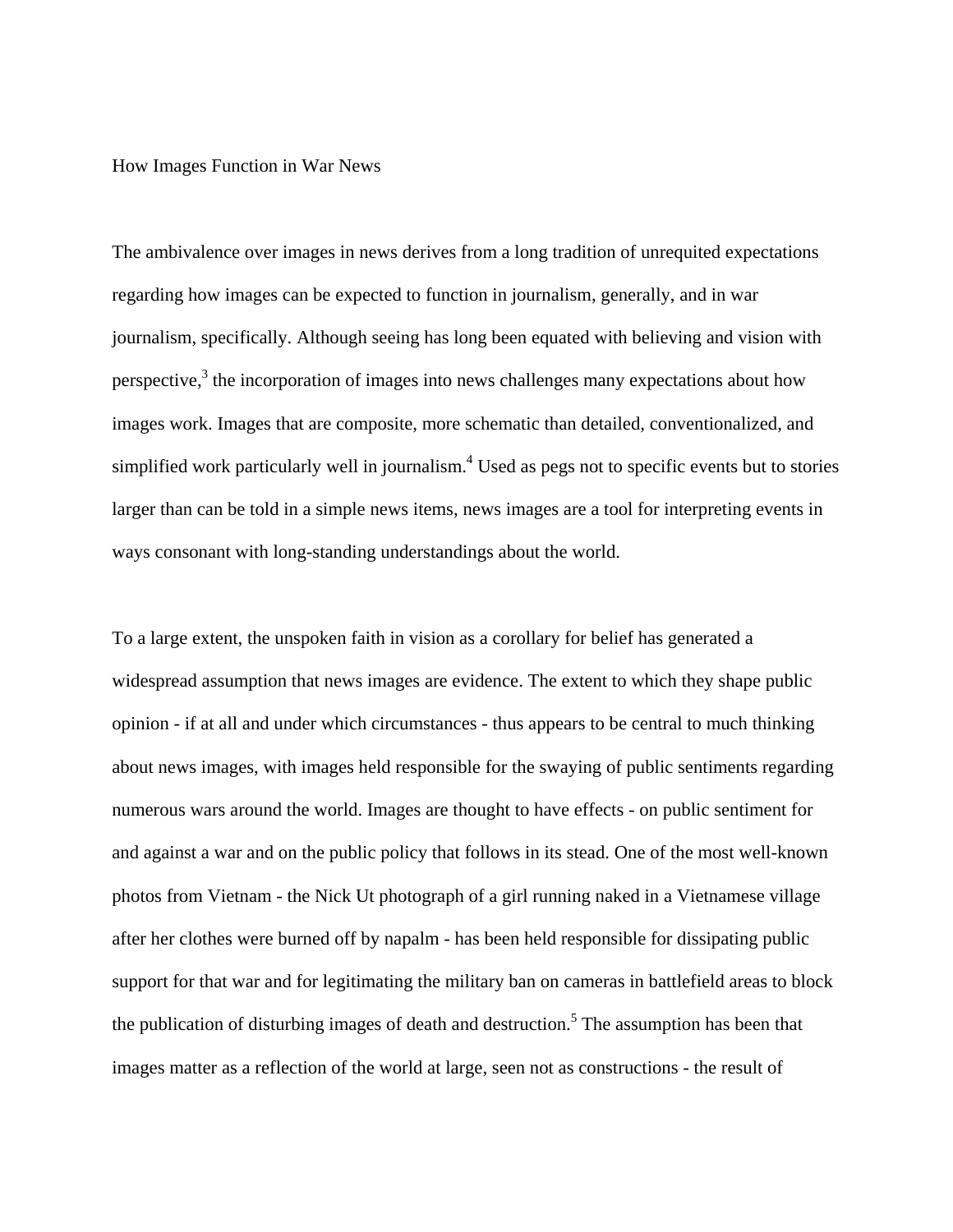How Images Function in War News

The ambivalence over images in news derives from a long tradition of unrequited expectations regarding how images can be expected to function in journalism, generally, and in war journalism, specifically. Although seeing has long been equated with believing and vision with perspective,[3] the incorporation of images into news challenges many expectations about how images work. Images that are composite, more schematic than detailed, conventionalized, and simplified work particularly well in journalism.[4] Used as pegs not to specific events but to stories larger than can be told in a simple news items, news images are a tool for interpreting events in ways consonant with long-standing understandings about the world.

To a large extent, the unspoken faith in vision as a corollary for belief has generated a widespread assumption that news images are evidence. The extent to which they shape public opinion - if at all and under which circumstances - thus appears to be central to much thinking about news images, with images held responsible for the swaying of public sentiments regarding numerous wars around the world. Images are thought to have effects - on public sentiment for and against a war and on the public policy that follows in its stead. One of the most well-known photos from Vietnam - the Nick Ut photograph of a girl running naked in a Vietnamese village after her clothes were burned off by napalm - has been held responsible for dissipating public support for that war and for legitimating the military ban on cameras in battlefield areas to block the publication of disturbing images of death and destruction.[5] The assumption has been that images matter as a reflection of the world at large, seen not as constructions - the result of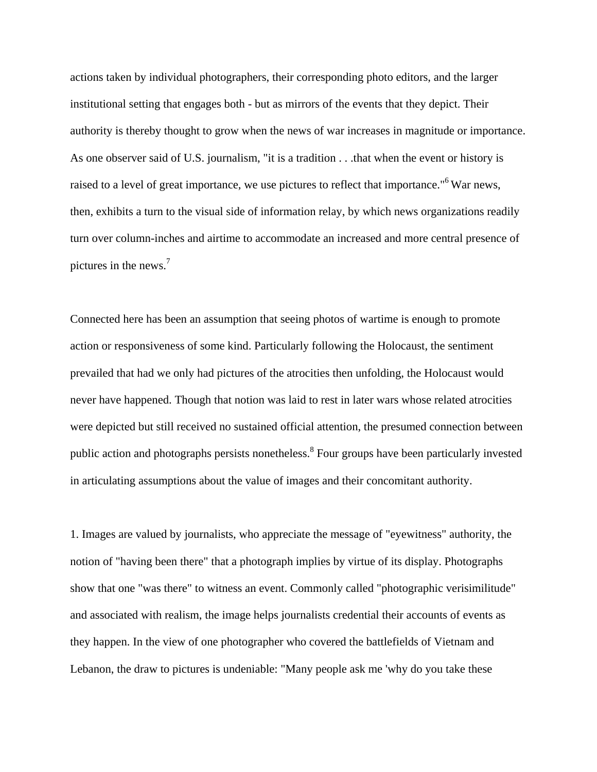actions taken by individual photographers, their corresponding photo editors, and the larger institutional setting that engages both - but as mirrors of the events that they depict. Their authority is thereby thought to grow when the news of war increases in magnitude or importance. As one observer said of U.S. journalism, "it is a tradition . . .that when the event or history is raised to a level of great importance, we use pictures to reflect that importance."[6] War news, then, exhibits a turn to the visual side of information relay, by which news organizations readily turn over column-inches and airtime to accommodate an increased and more central presence of pictures in the news.[7]

Connected here has been an assumption that seeing photos of wartime is enough to promote action or responsiveness of some kind. Particularly following the Holocaust, the sentiment prevailed that had we only had pictures of the atrocities then unfolding, the Holocaust would never have happened. Though that notion was laid to rest in later wars whose related atrocities were depicted but still received no sustained official attention, the presumed connection between public action and photographs persists nonetheless.[8] Four groups have been particularly invested in articulating assumptions about the value of images and their concomitant authority.

1. Images are valued by journalists, who appreciate the message of "eyewitness" authority, the notion of "having been there" that a photograph implies by virtue of its display. Photographs show that one "was there" to witness an event. Commonly called "photographic verisimilitude" and associated with realism, the image helps journalists credential their accounts of events as they happen. In the view of one photographer who covered the battlefields of Vietnam and Lebanon, the draw to pictures is undeniable: "Many people ask me 'why do you take these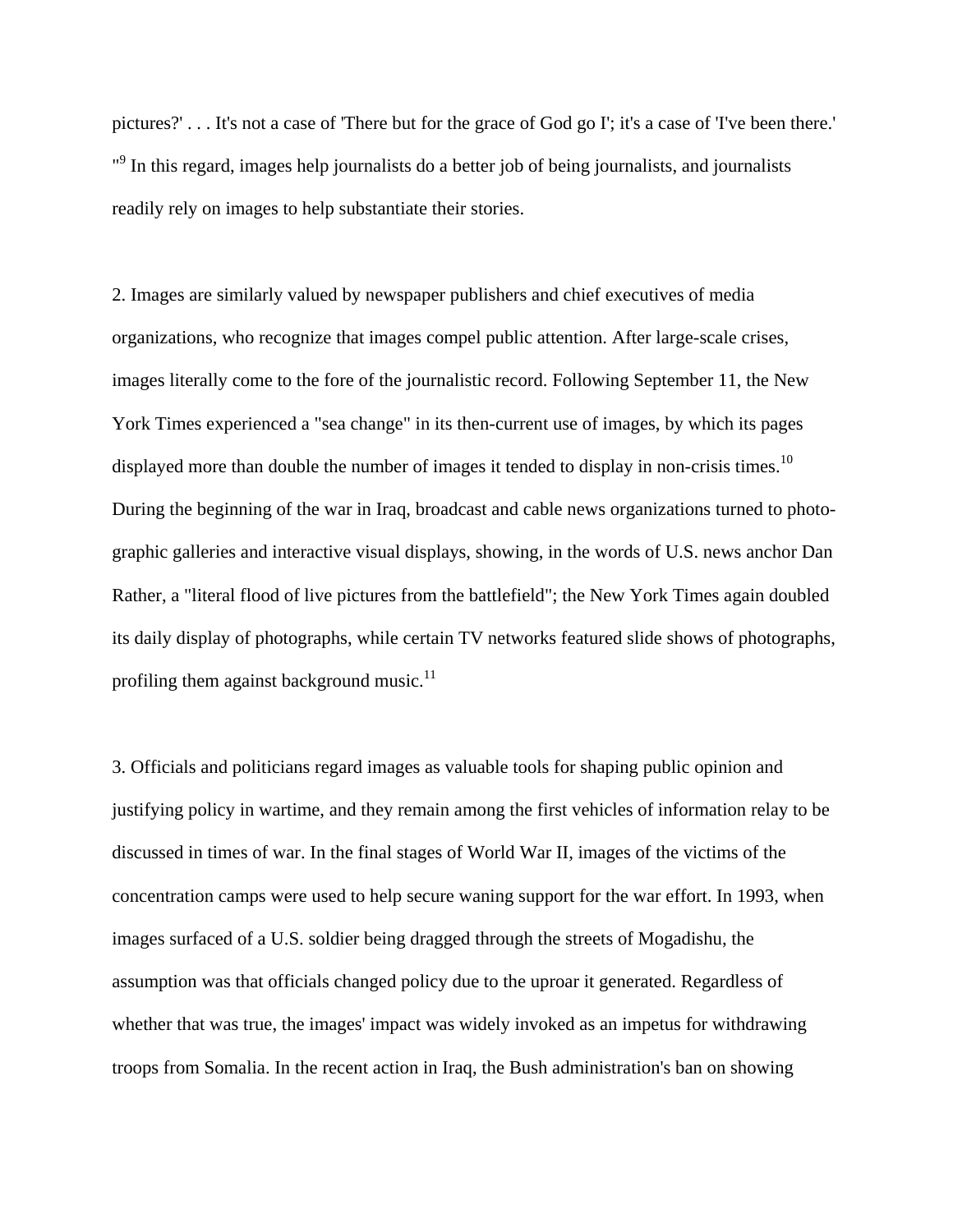pictures?' . . . It's not a case of 'There but for the grace of God go I'; it's a case of 'I've been there.' "[9] In this regard, images help journalists do a better job of being journalists, and journalists readily rely on images to help substantiate their stories.

2. Images are similarly valued by newspaper publishers and chief executives of media organizations, who recognize that images compel public attention. After large-scale crises, images literally come to the fore of the journalistic record. Following September 11, the New York Times experienced a "sea change" in its then-current use of images, by which its pages displayed more than double the number of images it tended to display in non-crisis times.[10] During the beginning of the war in Iraq, broadcast and cable news organizations turned to photographic galleries and interactive visual displays, showing, in the words of U.S. news anchor Dan Rather, a "literal flood of live pictures from the battlefield"; the New York Times again doubled its daily display of photographs, while certain TV networks featured slide shows of photographs, profiling them against background music.[11]

3. Officials and politicians regard images as valuable tools for shaping public opinion and justifying policy in wartime, and they remain among the first vehicles of information relay to be discussed in times of war. In the final stages of World War II, images of the victims of the concentration camps were used to help secure waning support for the war effort. In 1993, when images surfaced of a U.S. soldier being dragged through the streets of Mogadishu, the assumption was that officials changed policy due to the uproar it generated. Regardless of whether that was true, the images' impact was widely invoked as an impetus for withdrawing troops from Somalia. In the recent action in Iraq, the Bush administration's ban on showing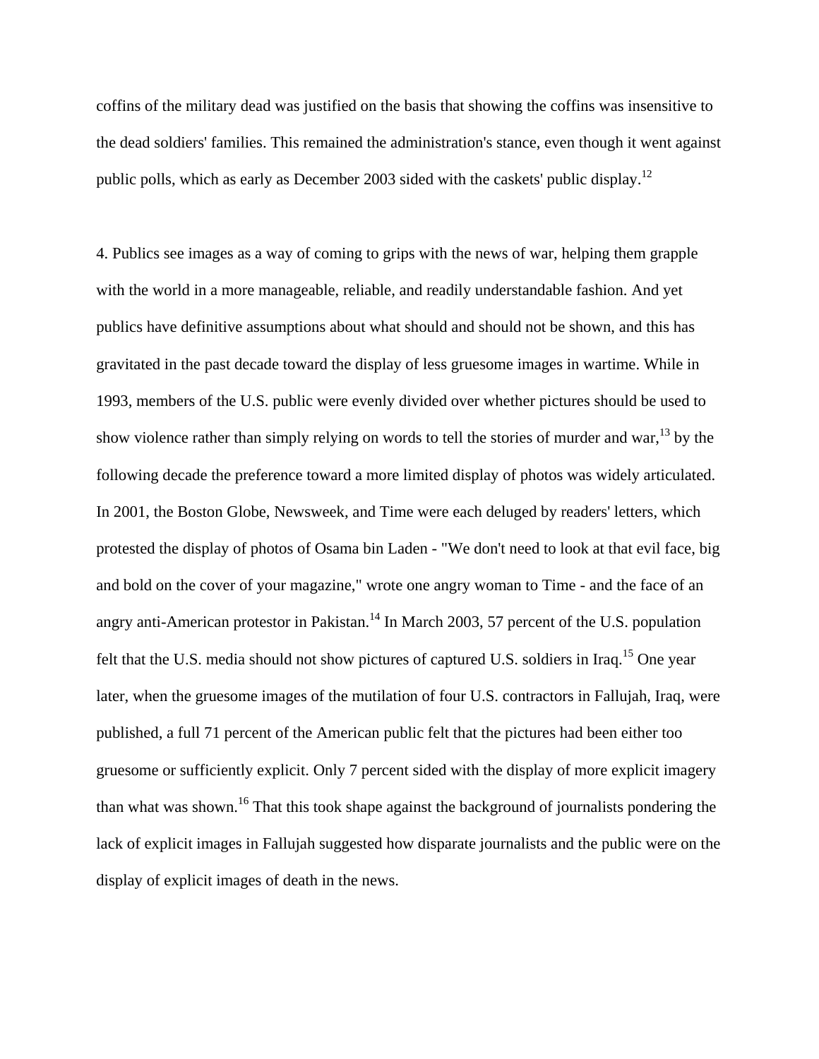coffins of the military dead was justified on the basis that showing the coffins was insensitive to the dead soldiers' families. This remained the administration's stance, even though it went against public polls, which as early as December 2003 sided with the caskets' public display.[12]

4. Publics see images as a way of coming to grips with the news of war, helping them grapple with the world in a more manageable, reliable, and readily understandable fashion. And yet publics have definitive assumptions about what should and should not be shown, and this has gravitated in the past decade toward the display of less gruesome images in wartime. While in 1993, members of the U.S. public were evenly divided over whether pictures should be used to show violence rather than simply relying on words to tell the stories of murder and war,[13] by the following decade the preference toward a more limited display of photos was widely articulated. In 2001, the Boston Globe, Newsweek, and Time were each deluged by readers' letters, which protested the display of photos of Osama bin Laden - "We don't need to look at that evil face, big and bold on the cover of your magazine," wrote one angry woman to Time - and the face of an angry anti-American protestor in Pakistan.[14] In March 2003, 57 percent of the U.S. population felt that the U.S. media should not show pictures of captured U.S. soldiers in Iraq.[15] One year later, when the gruesome images of the mutilation of four U.S. contractors in Fallujah, Iraq, were published, a full 71 percent of the American public felt that the pictures had been either too gruesome or sufficiently explicit. Only 7 percent sided with the display of more explicit imagery than what was shown.[16] That this took shape against the background of journalists pondering the lack of explicit images in Fallujah suggested how disparate journalists and the public were on the display of explicit images of death in the news.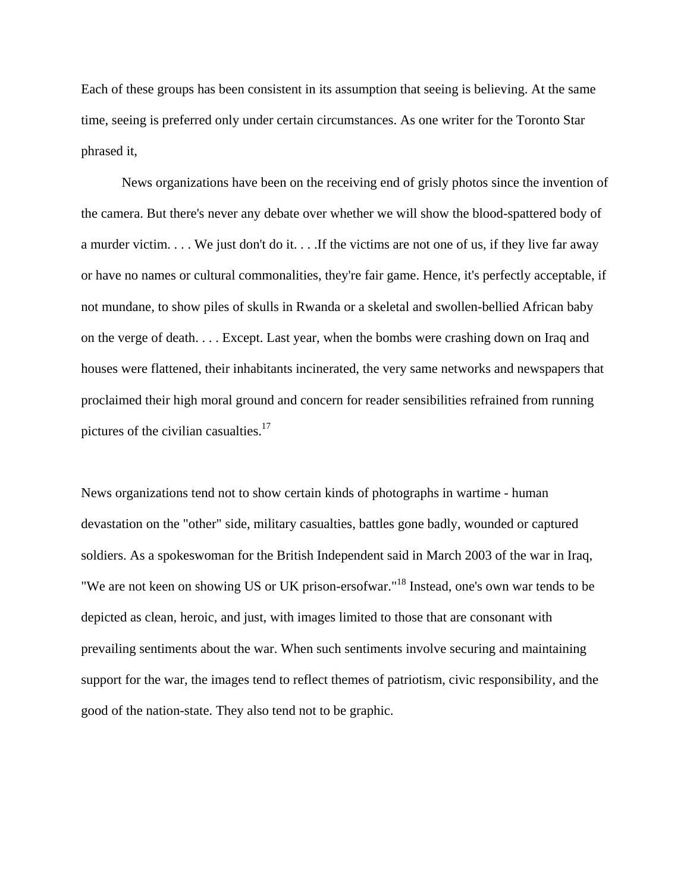Each of these groups has been consistent in its assumption that seeing is believing. At the same time, seeing is preferred only under certain circumstances. As one writer for the Toronto Star phrased it,

> News organizations have been on the receiving end of grisly photos since the invention of the camera. But there's never any debate over whether we will show the blood-spattered body of a murder victim. . . . We just don't do it. . . .If the victims are not one of us, if they live far away or have no names or cultural commonalities, they're fair game. Hence, it's perfectly acceptable, if not mundane, to show piles of skulls in Rwanda or a skeletal and swollen-bellied African baby on the verge of death. . . . Except. Last year, when the bombs were crashing down on Iraq and houses were flattened, their inhabitants incinerated, the very same networks and newspapers that proclaimed their high moral ground and concern for reader sensibilities refrained from running pictures of the civilian casualties.[17]

News organizations tend not to show certain kinds of photographs in wartime - human devastation on the "other" side, military casualties, battles gone badly, wounded or captured soldiers. As a spokeswoman for the British Independent said in March 2003 of the war in Iraq, "We are not keen on showing US or UK prison-ersofwar."[18] Instead, one's own war tends to be depicted as clean, heroic, and just, with images limited to those that are consonant with prevailing sentiments about the war. When such sentiments involve securing and maintaining support for the war, the images tend to reflect themes of patriotism, civic responsibility, and the good of the nation-state. They also tend not to be graphic.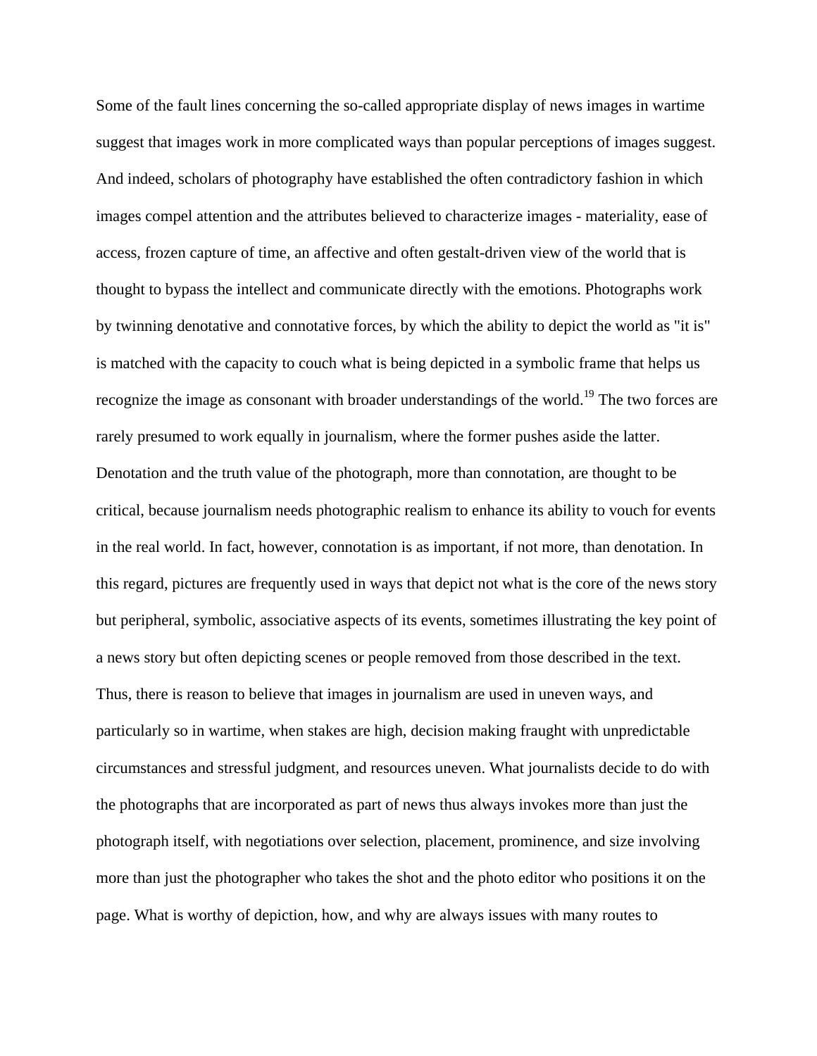Some of the fault lines concerning the so-called appropriate display of news images in wartime suggest that images work in more complicated ways than popular perceptions of images suggest. And indeed, scholars of photography have established the often contradictory fashion in which images compel attention and the attributes believed to characterize images - materiality, ease of access, frozen capture of time, an affective and often gestalt-driven view of the world that is thought to bypass the intellect and communicate directly with the emotions. Photographs work by twinning denotative and connotative forces, by which the ability to depict the world as "it is" is matched with the capacity to couch what is being depicted in a symbolic frame that helps us recognize the image as consonant with broader understandings of the world.[19] The two forces are rarely presumed to work equally in journalism, where the former pushes aside the latter. Denotation and the truth value of the photograph, more than connotation, are thought to be critical, because journalism needs photographic realism to enhance its ability to vouch for events in the real world. In fact, however, connotation is as important, if not more, than denotation. In this regard, pictures are frequently used in ways that depict not what is the core of the news story but peripheral, symbolic, associative aspects of its events, sometimes illustrating the key point of a news story but often depicting scenes or people removed from those described in the text. Thus, there is reason to believe that images in journalism are used in uneven ways, and particularly so in wartime, when stakes are high, decision making fraught with unpredictable circumstances and stressful judgment, and resources uneven. What journalists decide to do with the photographs that are incorporated as part of news thus always invokes more than just the photograph itself, with negotiations over selection, placement, prominence, and size involving more than just the photographer who takes the shot and the photo editor who positions it on the page. What is worthy of depiction, how, and why are always issues with many routes to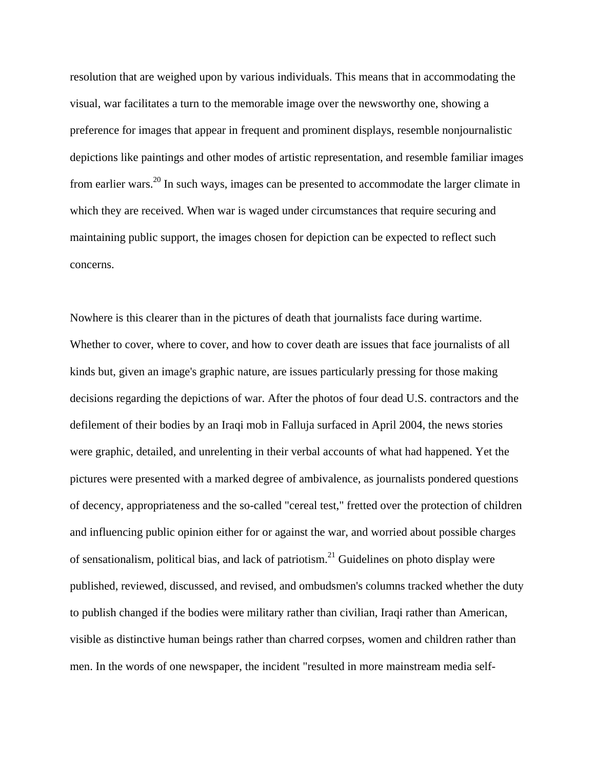resolution that are weighed upon by various individuals. This means that in accommodating the visual, war facilitates a turn to the memorable image over the newsworthy one, showing a preference for images that appear in frequent and prominent displays, resemble nonjournalistic depictions like paintings and other modes of artistic representation, and resemble familiar images from earlier wars.[20] In such ways, images can be presented to accommodate the larger climate in which they are received. When war is waged under circumstances that require securing and maintaining public support, the images chosen for depiction can be expected to reflect such concerns.

Nowhere is this clearer than in the pictures of death that journalists face during wartime. Whether to cover, where to cover, and how to cover death are issues that face journalists of all kinds but, given an image's graphic nature, are issues particularly pressing for those making decisions regarding the depictions of war. After the photos of four dead U.S. contractors and the defilement of their bodies by an Iraqi mob in Falluja surfaced in April 2004, the news stories were graphic, detailed, and unrelenting in their verbal accounts of what had happened. Yet the pictures were presented with a marked degree of ambivalence, as journalists pondered questions of decency, appropriateness and the so-called "cereal test," fretted over the protection of children and influencing public opinion either for or against the war, and worried about possible charges of sensationalism, political bias, and lack of patriotism.[21] Guidelines on photo display were published, reviewed, discussed, and revised, and ombudsmen's columns tracked whether the duty to publish changed if the bodies were military rather than civilian, Iraqi rather than American, visible as distinctive human beings rather than charred corpses, women and children rather than men. In the words of one newspaper, the incident "resulted in more mainstream media self-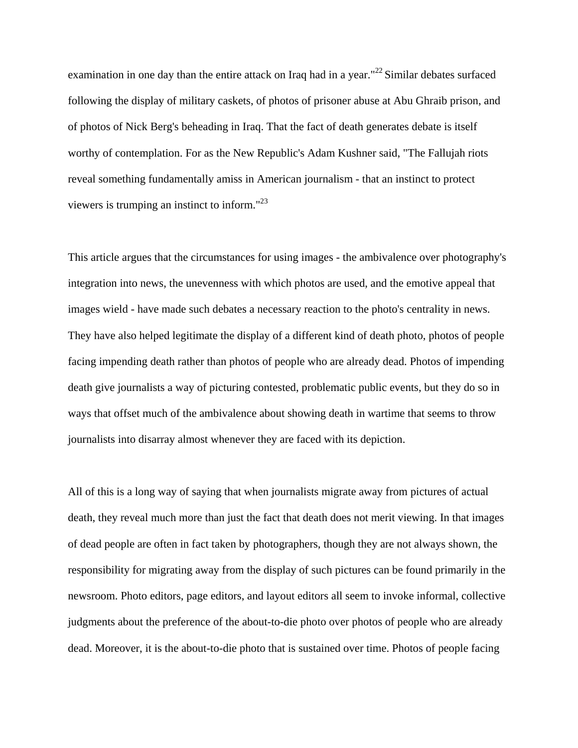examination in one day than the entire attack on Iraq had in a year."[22] Similar debates surfaced following the display of military caskets, of photos of prisoner abuse at Abu Ghraib prison, and of photos of Nick Berg's beheading in Iraq. That the fact of death generates debate is itself worthy of contemplation. For as the New Republic's Adam Kushner said, "The Fallujah riots reveal something fundamentally amiss in American journalism - that an instinct to protect viewers is trumping an instinct to inform."[23]

This article argues that the circumstances for using images - the ambivalence over photography's integration into news, the unevenness with which photos are used, and the emotive appeal that images wield - have made such debates a necessary reaction to the photo's centrality in news. They have also helped legitimate the display of a different kind of death photo, photos of people facing impending death rather than photos of people who are already dead. Photos of impending death give journalists a way of picturing contested, problematic public events, but they do so in ways that offset much of the ambivalence about showing death in wartime that seems to throw journalists into disarray almost whenever they are faced with its depiction.

All of this is a long way of saying that when journalists migrate away from pictures of actual death, they reveal much more than just the fact that death does not merit viewing. In that images of dead people are often in fact taken by photographers, though they are not always shown, the responsibility for migrating away from the display of such pictures can be found primarily in the newsroom. Photo editors, page editors, and layout editors all seem to invoke informal, collective judgments about the preference of the about-to-die photo over photos of people who are already dead. Moreover, it is the about-to-die photo that is sustained over time. Photos of people facing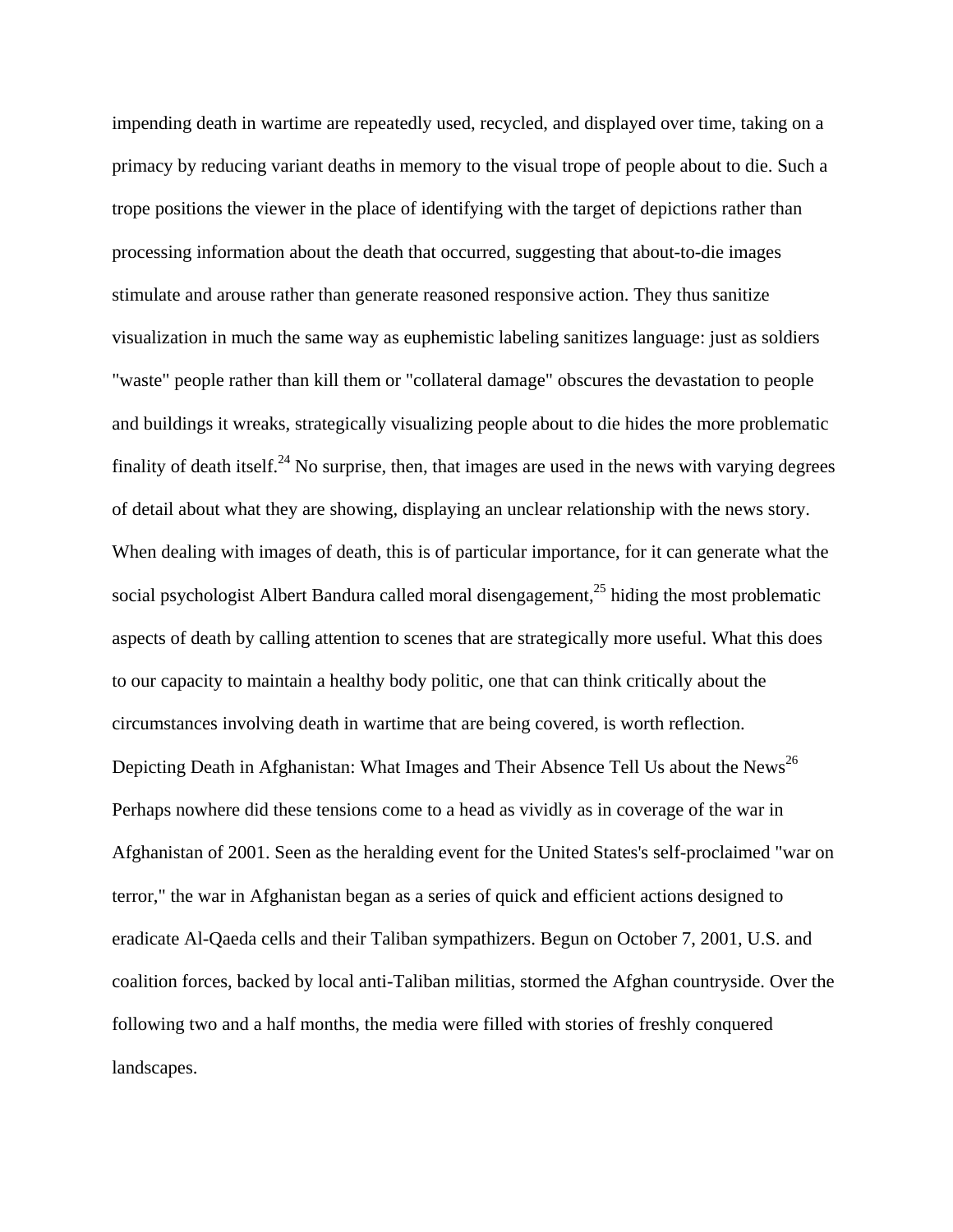impending death in wartime are repeatedly used, recycled, and displayed over time, taking on a primacy by reducing variant deaths in memory to the visual trope of people about to die. Such a trope positions the viewer in the place of identifying with the target of depictions rather than processing information about the death that occurred, suggesting that about-to-die images stimulate and arouse rather than generate reasoned responsive action. They thus sanitize visualization in much the same way as euphemistic labeling sanitizes language: just as soldiers "waste" people rather than kill them or "collateral damage" obscures the devastation to people and buildings it wreaks, strategically visualizing people about to die hides the more problematic finality of death itself.[24] No surprise, then, that images are used in the news with varying degrees of detail about what they are showing, displaying an unclear relationship with the news story. When dealing with images of death, this is of particular importance, for it can generate what the social psychologist Albert Bandura called moral disengagement,[25] hiding the most problematic aspects of death by calling attention to scenes that are strategically more useful. What this does to our capacity to maintain a healthy body politic, one that can think critically about the circumstances involving death in wartime that are being covered, is worth reflection.

## Depicting Death in Afghanistan: What Images and Their Absence Tell Us about the News[26]

Perhaps nowhere did these tensions come to a head as vividly as in coverage of the war in Afghanistan of 2001. Seen as the heralding event for the United States's self-proclaimed "war on terror," the war in Afghanistan began as a series of quick and efficient actions designed to eradicate Al-Qaeda cells and their Taliban sympathizers. Begun on October 7, 2001, U.S. and coalition forces, backed by local anti-Taliban militias, stormed the Afghan countryside. Over the following two and a half months, the media were filled with stories of freshly conquered landscapes.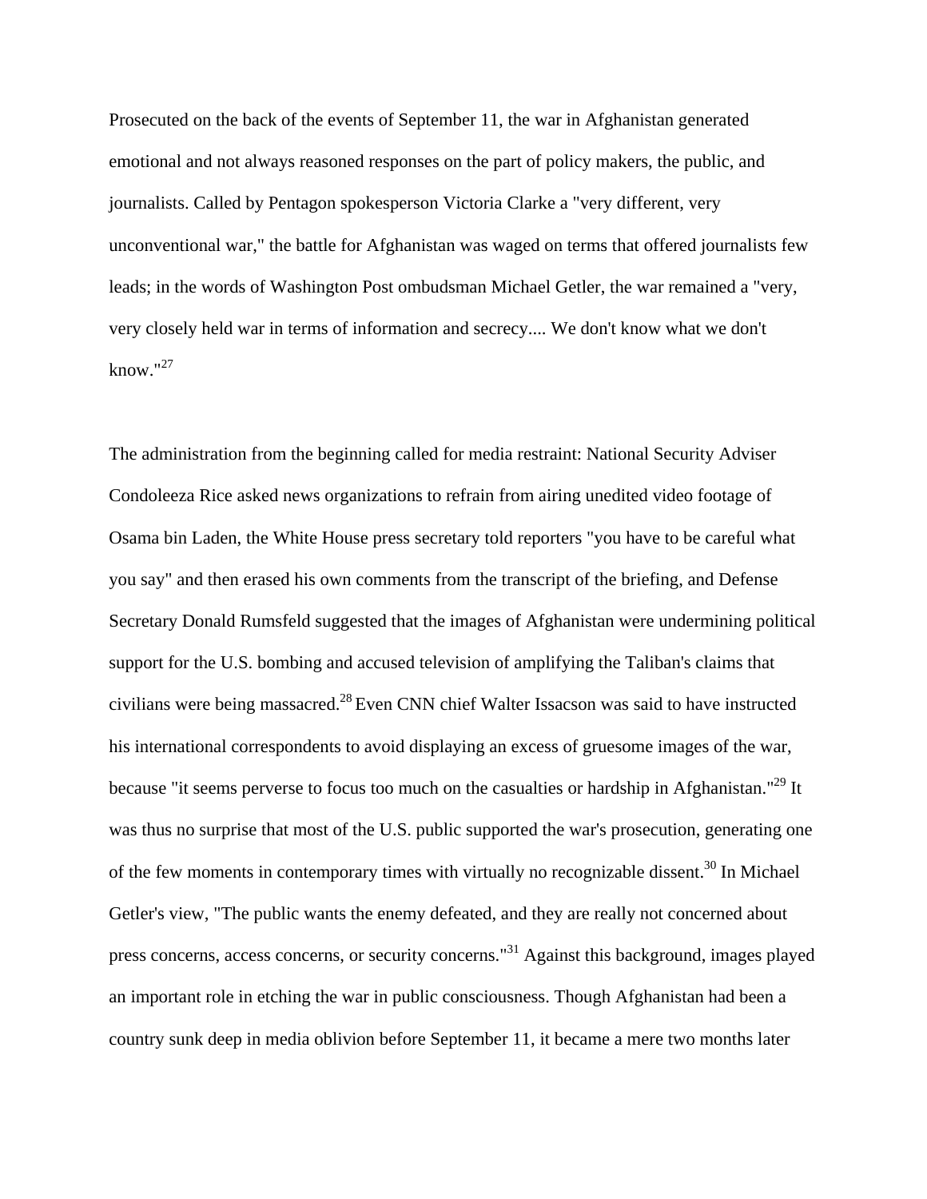Prosecuted on the back of the events of September 11, the war in Afghanistan generated emotional and not always reasoned responses on the part of policy makers, the public, and journalists. Called by Pentagon spokesperson Victoria Clarke a "very different, very unconventional war," the battle for Afghanistan was waged on terms that offered journalists few leads; in the words of Washington Post ombudsman Michael Getler, the war remained a "very, very closely held war in terms of information and secrecy.... We don't know what we don't know."[27]

The administration from the beginning called for media restraint: National Security Adviser Condoleeza Rice asked news organizations to refrain from airing unedited video footage of Osama bin Laden, the White House press secretary told reporters "you have to be careful what you say" and then erased his own comments from the transcript of the briefing, and Defense Secretary Donald Rumsfeld suggested that the images of Afghanistan were undermining political support for the U.S. bombing and accused television of amplifying the Taliban's claims that civilians were being massacred.[28] Even CNN chief Walter Issacson was said to have instructed his international correspondents to avoid displaying an excess of gruesome images of the war, because "it seems perverse to focus too much on the casualties or hardship in Afghanistan."[29] It was thus no surprise that most of the U.S. public supported the war's prosecution, generating one of the few moments in contemporary times with virtually no recognizable dissent.[30] In Michael Getler's view, "The public wants the enemy defeated, and they are really not concerned about press concerns, access concerns, or security concerns."[31] Against this background, images played an important role in etching the war in public consciousness. Though Afghanistan had been a country sunk deep in media oblivion before September 11, it became a mere two months later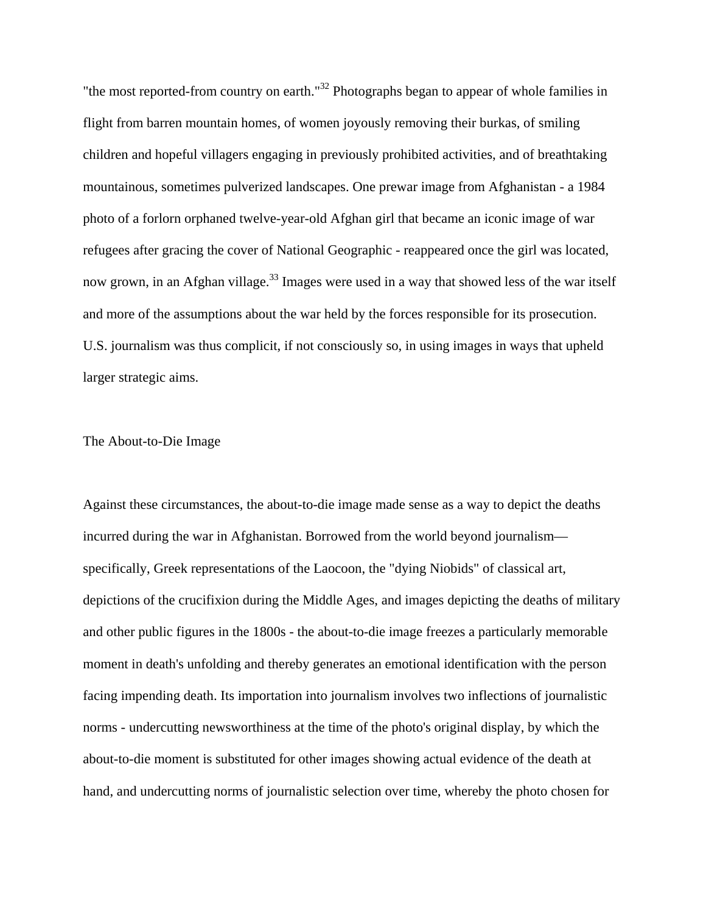"the most reported-from country on earth."[32] Photographs began to appear of whole families in flight from barren mountain homes, of women joyously removing their burkas, of smiling children and hopeful villagers engaging in previously prohibited activities, and of breathtaking mountainous, sometimes pulverized landscapes. One prewar image from Afghanistan - a 1984 photo of a forlorn orphaned twelve-year-old Afghan girl that became an iconic image of war refugees after gracing the cover of National Geographic - reappeared once the girl was located, now grown, in an Afghan village.[33] Images were used in a way that showed less of the war itself and more of the assumptions about the war held by the forces responsible for its prosecution. U.S. journalism was thus complicit, if not consciously so, in using images in ways that upheld larger strategic aims.

## The About-to-Die Image

Against these circumstances, the about-to-die image made sense as a way to depict the deaths incurred during the war in Afghanistan. Borrowed from the world beyond journalism—specifically, Greek representations of the Laocoon, the "dying Niobids" of classical art, depictions of the crucifixion during the Middle Ages, and images depicting the deaths of military and other public figures in the 1800s - the about-to-die image freezes a particularly memorable moment in death's unfolding and thereby generates an emotional identification with the person facing impending death. Its importation into journalism involves two inflections of journalistic norms - undercutting newsworthiness at the time of the photo's original display, by which the about-to-die moment is substituted for other images showing actual evidence of the death at hand, and undercutting norms of journalistic selection over time, whereby the photo chosen for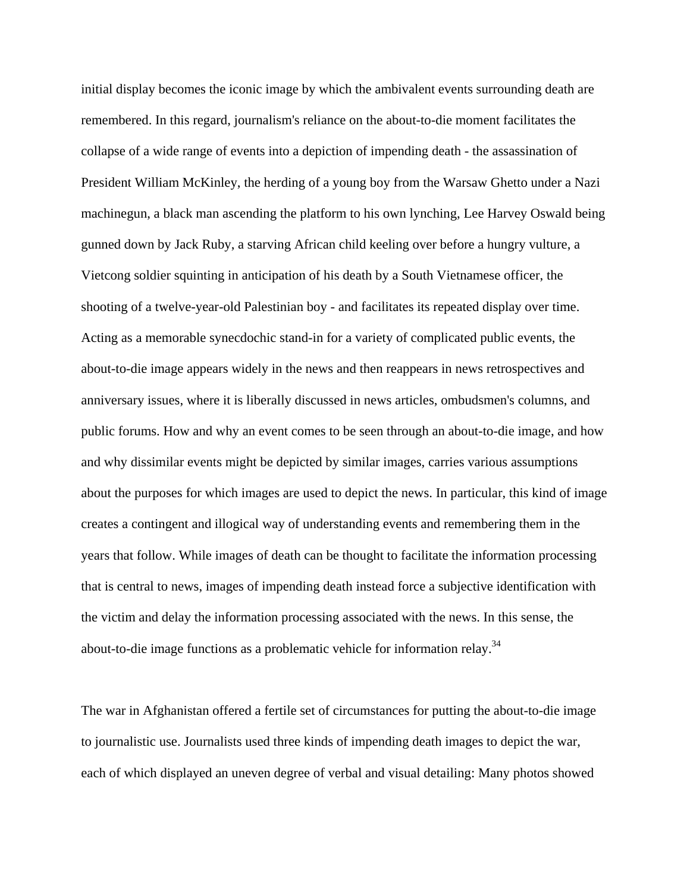initial display becomes the iconic image by which the ambivalent events surrounding death are remembered. In this regard, journalism's reliance on the about-to-die moment facilitates the collapse of a wide range of events into a depiction of impending death - the assassination of President William McKinley, the herding of a young boy from the Warsaw Ghetto under a Nazi machinegun, a black man ascending the platform to his own lynching, Lee Harvey Oswald being gunned down by Jack Ruby, a starving African child keeling over before a hungry vulture, a Vietcong soldier squinting in anticipation of his death by a South Vietnamese officer, the shooting of a twelve-year-old Palestinian boy - and facilitates its repeated display over time. Acting as a memorable synecdochic stand-in for a variety of complicated public events, the about-to-die image appears widely in the news and then reappears in news retrospectives and anniversary issues, where it is liberally discussed in news articles, ombudsmen's columns, and public forums. How and why an event comes to be seen through an about-to-die image, and how and why dissimilar events might be depicted by similar images, carries various assumptions about the purposes for which images are used to depict the news. In particular, this kind of image creates a contingent and illogical way of understanding events and remembering them in the years that follow. While images of death can be thought to facilitate the information processing that is central to news, images of impending death instead force a subjective identification with the victim and delay the information processing associated with the news. In this sense, the about-to-die image functions as a problematic vehicle for information relay.[34]

The war in Afghanistan offered a fertile set of circumstances for putting the about-to-die image to journalistic use. Journalists used three kinds of impending death images to depict the war, each of which displayed an uneven degree of verbal and visual detailing: Many photos showed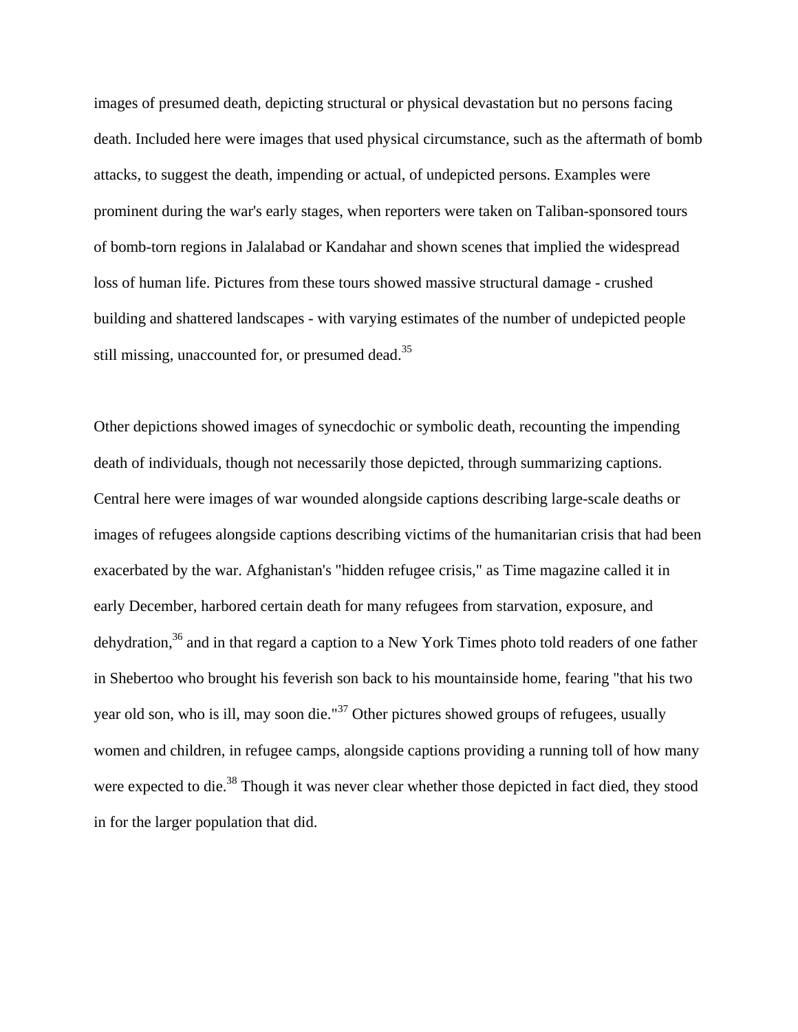images of presumed death, depicting structural or physical devastation but no persons facing death. Included here were images that used physical circumstance, such as the aftermath of bomb attacks, to suggest the death, impending or actual, of undepicted persons. Examples were prominent during the war's early stages, when reporters were taken on Taliban-sponsored tours of bomb-torn regions in Jalalabad or Kandahar and shown scenes that implied the widespread loss of human life. Pictures from these tours showed massive structural damage - crushed building and shattered landscapes - with varying estimates of the number of undepicted people still missing, unaccounted for, or presumed dead.[35]

Other depictions showed images of synecdochic or symbolic death, recounting the impending death of individuals, though not necessarily those depicted, through summarizing captions. Central here were images of war wounded alongside captions describing large-scale deaths or images of refugees alongside captions describing victims of the humanitarian crisis that had been exacerbated by the war. Afghanistan's "hidden refugee crisis," as Time magazine called it in early December, harbored certain death for many refugees from starvation, exposure, and dehydration,[36] and in that regard a caption to a New York Times photo told readers of one father in Shebertoo who brought his feverish son back to his mountainside home, fearing "that his two year old son, who is ill, may soon die."[37] Other pictures showed groups of refugees, usually women and children, in refugee camps, alongside captions providing a running toll of how many were expected to die.[38] Though it was never clear whether those depicted in fact died, they stood in for the larger population that did.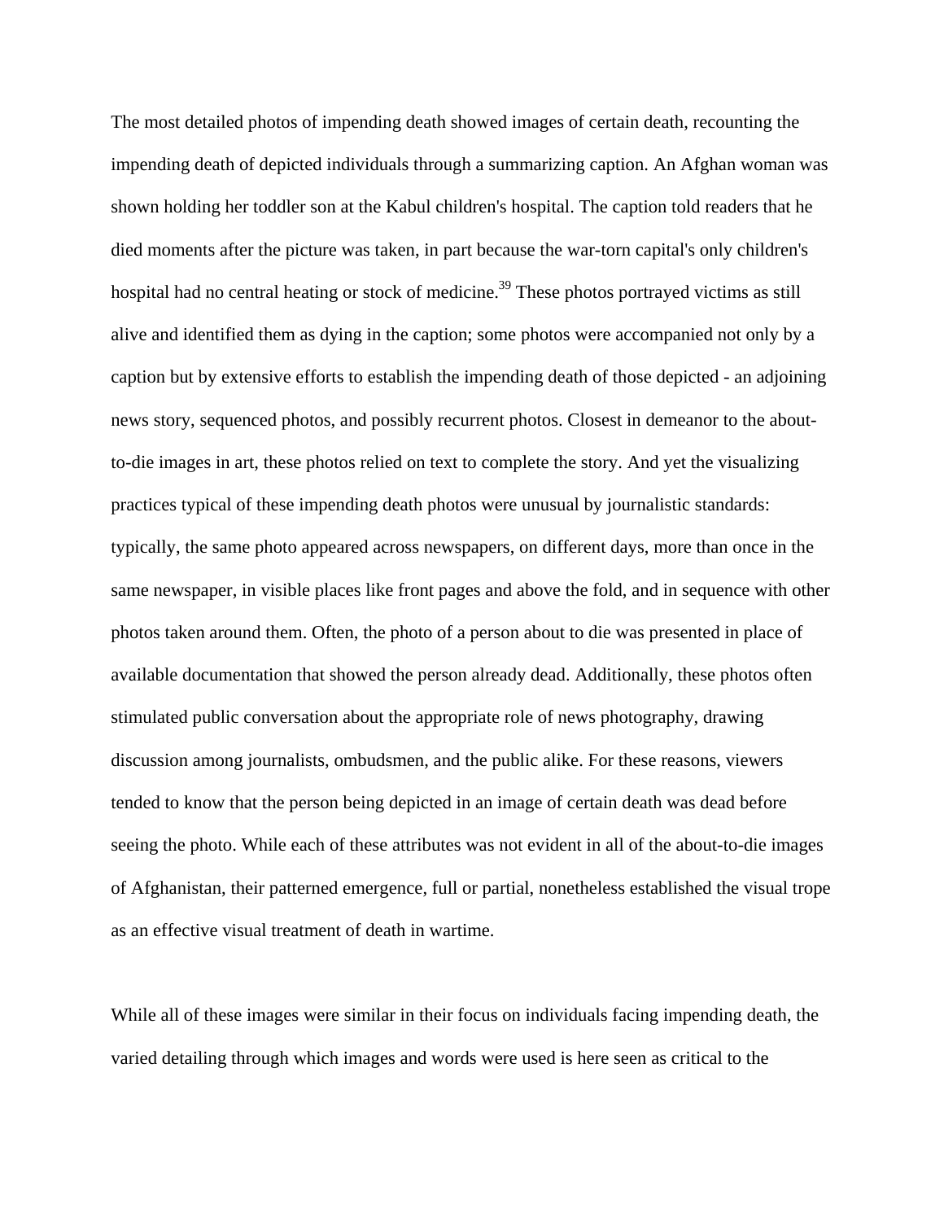The most detailed photos of impending death showed images of certain death, recounting the impending death of depicted individuals through a summarizing caption. An Afghan woman was shown holding her toddler son at the Kabul children's hospital. The caption told readers that he died moments after the picture was taken, in part because the war-torn capital's only children's hospital had no central heating or stock of medicine.[39] These photos portrayed victims as still alive and identified them as dying in the caption; some photos were accompanied not only by a caption but by extensive efforts to establish the impending death of those depicted - an adjoining news story, sequenced photos, and possibly recurrent photos. Closest in demeanor to the about-to-die images in art, these photos relied on text to complete the story. And yet the visualizing practices typical of these impending death photos were unusual by journalistic standards: typically, the same photo appeared across newspapers, on different days, more than once in the same newspaper, in visible places like front pages and above the fold, and in sequence with other photos taken around them. Often, the photo of a person about to die was presented in place of available documentation that showed the person already dead. Additionally, these photos often stimulated public conversation about the appropriate role of news photography, drawing discussion among journalists, ombudsmen, and the public alike. For these reasons, viewers tended to know that the person being depicted in an image of certain death was dead before seeing the photo. While each of these attributes was not evident in all of the about-to-die images of Afghanistan, their patterned emergence, full or partial, nonetheless established the visual trope as an effective visual treatment of death in wartime.

While all of these images were similar in their focus on individuals facing impending death, the varied detailing through which images and words were used is here seen as critical to the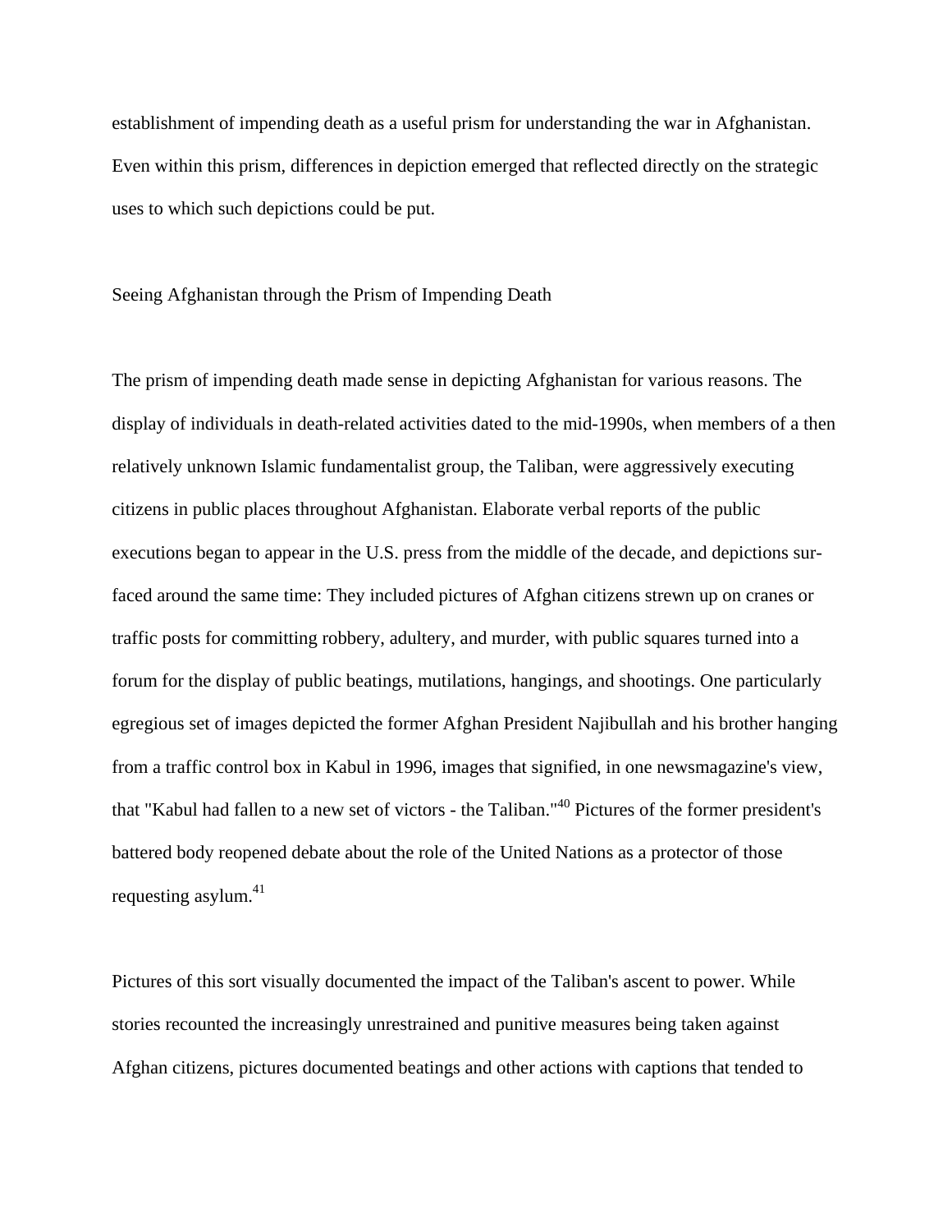establishment of impending death as a useful prism for understanding the war in Afghanistan. Even within this prism, differences in depiction emerged that reflected directly on the strategic uses to which such depictions could be put.

## Seeing Afghanistan through the Prism of Impending Death

The prism of impending death made sense in depicting Afghanistan for various reasons. The display of individuals in death-related activities dated to the mid-1990s, when members of a then relatively unknown Islamic fundamentalist group, the Taliban, were aggressively executing citizens in public places throughout Afghanistan. Elaborate verbal reports of the public executions began to appear in the U.S. press from the middle of the decade, and depictions surfaced around the same time: They included pictures of Afghan citizens strewn up on cranes or traffic posts for committing robbery, adultery, and murder, with public squares turned into a forum for the display of public beatings, mutilations, hangings, and shootings. One particularly egregious set of images depicted the former Afghan President Najibullah and his brother hanging from a traffic control box in Kabul in 1996, images that signified, in one newsmagazine's view, that "Kabul had fallen to a new set of victors - the Taliban."[40] Pictures of the former president's battered body reopened debate about the role of the United Nations as a protector of those requesting asylum.[41]

Pictures of this sort visually documented the impact of the Taliban's ascent to power. While stories recounted the increasingly unrestrained and punitive measures being taken against Afghan citizens, pictures documented beatings and other actions with captions that tended to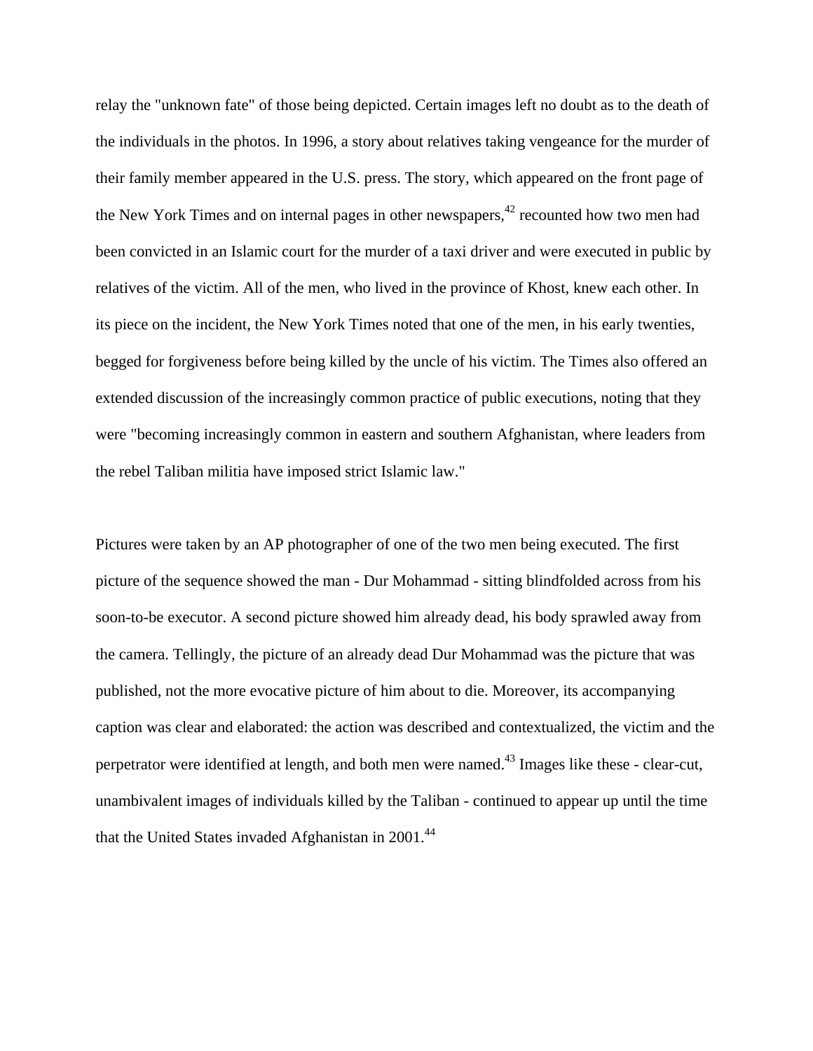relay the "unknown fate" of those being depicted. Certain images left no doubt as to the death of the individuals in the photos. In 1996, a story about relatives taking vengeance for the murder of their family member appeared in the U.S. press. The story, which appeared on the front page of the New York Times and on internal pages in other newspapers,[42] recounted how two men had been convicted in an Islamic court for the murder of a taxi driver and were executed in public by relatives of the victim. All of the men, who lived in the province of Khost, knew each other. In its piece on the incident, the New York Times noted that one of the men, in his early twenties, begged for forgiveness before being killed by the uncle of his victim. The Times also offered an extended discussion of the increasingly common practice of public executions, noting that they were "becoming increasingly common in eastern and southern Afghanistan, where leaders from the rebel Taliban militia have imposed strict Islamic law."

Pictures were taken by an AP photographer of one of the two men being executed. The first picture of the sequence showed the man - Dur Mohammad - sitting blindfolded across from his soon-to-be executor. A second picture showed him already dead, his body sprawled away from the camera. Tellingly, the picture of an already dead Dur Mohammad was the picture that was published, not the more evocative picture of him about to die. Moreover, its accompanying caption was clear and elaborated: the action was described and contextualized, the victim and the perpetrator were identified at length, and both men were named.[43] Images like these - clear-cut, unambivalent images of individuals killed by the Taliban - continued to appear up until the time that the United States invaded Afghanistan in 2001.[44]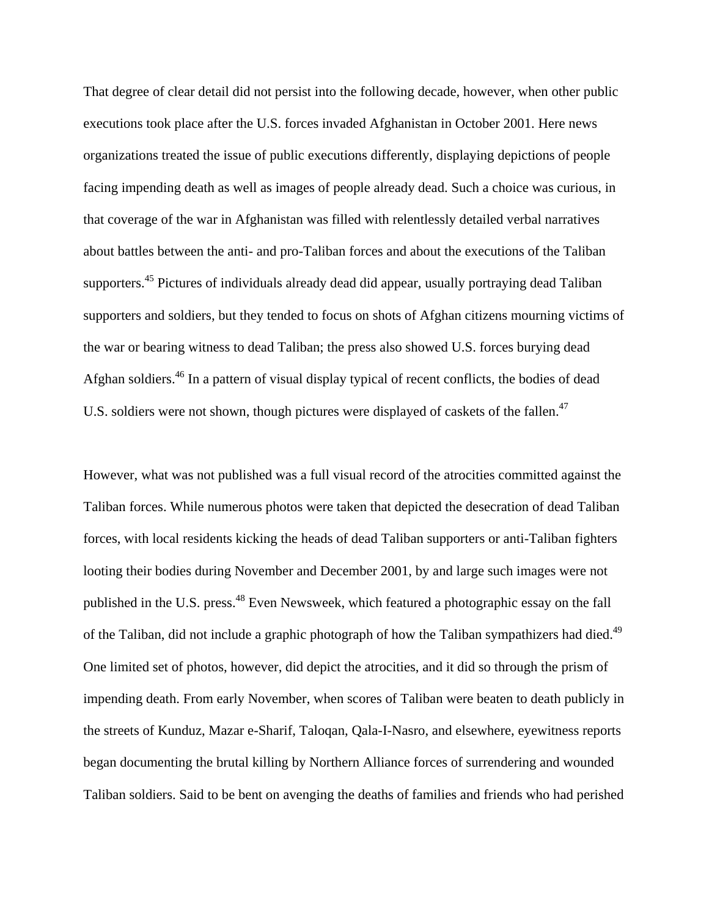That degree of clear detail did not persist into the following decade, however, when other public executions took place after the U.S. forces invaded Afghanistan in October 2001. Here news organizations treated the issue of public executions differently, displaying depictions of people facing impending death as well as images of people already dead. Such a choice was curious, in that coverage of the war in Afghanistan was filled with relentlessly detailed verbal narratives about battles between the anti- and pro-Taliban forces and about the executions of the Taliban supporters.[45] Pictures of individuals already dead did appear, usually portraying dead Taliban supporters and soldiers, but they tended to focus on shots of Afghan citizens mourning victims of the war or bearing witness to dead Taliban; the press also showed U.S. forces burying dead Afghan soldiers.[46] In a pattern of visual display typical of recent conflicts, the bodies of dead U.S. soldiers were not shown, though pictures were displayed of caskets of the fallen.[47]

However, what was not published was a full visual record of the atrocities committed against the Taliban forces. While numerous photos were taken that depicted the desecration of dead Taliban forces, with local residents kicking the heads of dead Taliban supporters or anti-Taliban fighters looting their bodies during November and December 2001, by and large such images were not published in the U.S. press.[48] Even Newsweek, which featured a photographic essay on the fall of the Taliban, did not include a graphic photograph of how the Taliban sympathizers had died.[49] One limited set of photos, however, did depict the atrocities, and it did so through the prism of impending death. From early November, when scores of Taliban were beaten to death publicly in the streets of Kunduz, Mazar e-Sharif, Taloqan, Qala-I-Nasro, and elsewhere, eyewitness reports began documenting the brutal killing by Northern Alliance forces of surrendering and wounded Taliban soldiers. Said to be bent on avenging the deaths of families and friends who had perished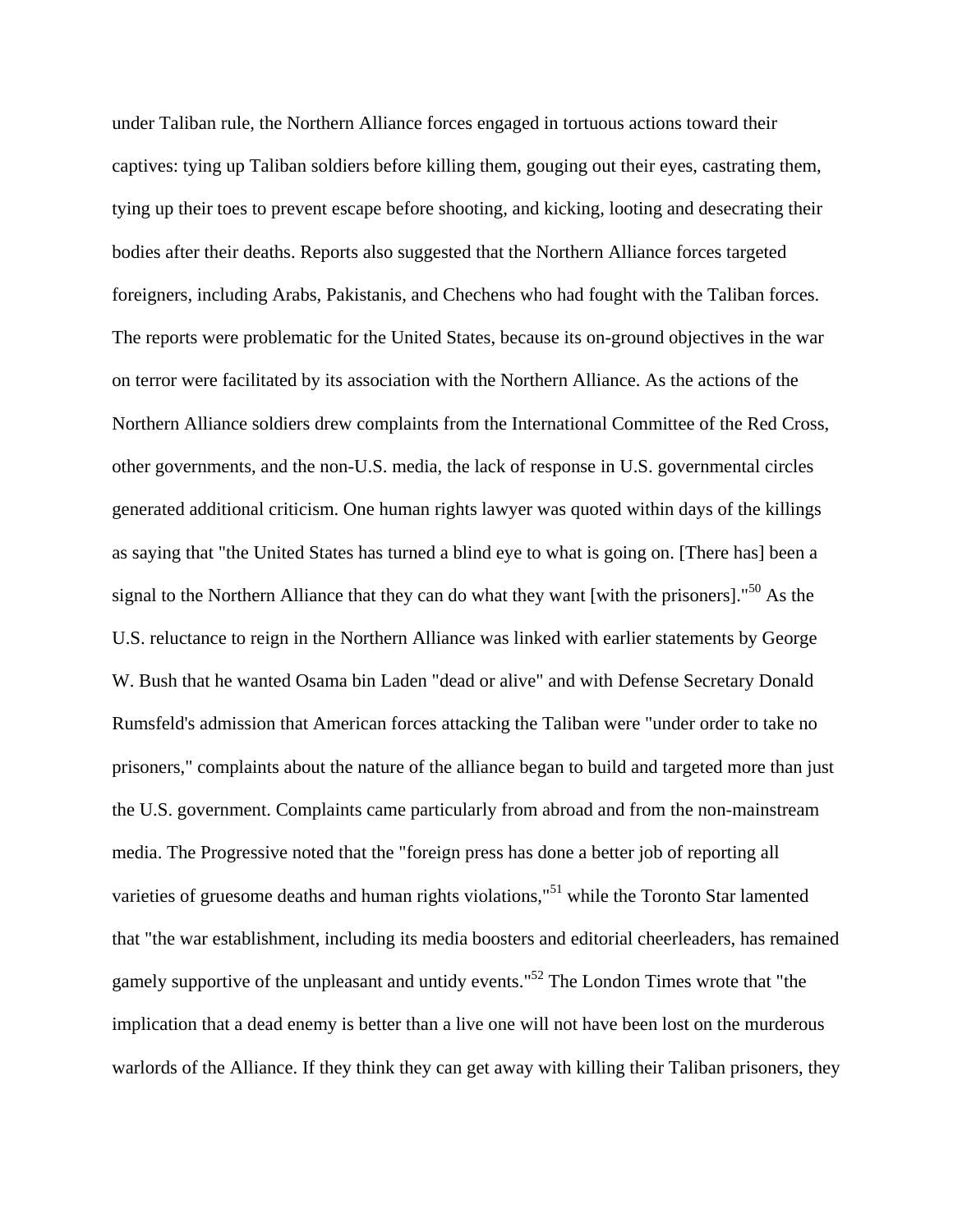under Taliban rule, the Northern Alliance forces engaged in tortuous actions toward their captives: tying up Taliban soldiers before killing them, gouging out their eyes, castrating them, tying up their toes to prevent escape before shooting, and kicking, looting and desecrating their bodies after their deaths. Reports also suggested that the Northern Alliance forces targeted foreigners, including Arabs, Pakistanis, and Chechens who had fought with the Taliban forces. The reports were problematic for the United States, because its on-ground objectives in the war on terror were facilitated by its association with the Northern Alliance. As the actions of the Northern Alliance soldiers drew complaints from the International Committee of the Red Cross, other governments, and the non-U.S. media, the lack of response in U.S. governmental circles generated additional criticism. One human rights lawyer was quoted within days of the killings as saying that "the United States has turned a blind eye to what is going on. [There has] been a signal to the Northern Alliance that they can do what they want [with the prisoners]."[50] As the U.S. reluctance to reign in the Northern Alliance was linked with earlier statements by George W. Bush that he wanted Osama bin Laden "dead or alive" and with Defense Secretary Donald Rumsfeld's admission that American forces attacking the Taliban were "under order to take no prisoners," complaints about the nature of the alliance began to build and targeted more than just the U.S. government. Complaints came particularly from abroad and from the non-mainstream media. The Progressive noted that the "foreign press has done a better job of reporting all varieties of gruesome deaths and human rights violations,"[51] while the Toronto Star lamented that "the war establishment, including its media boosters and editorial cheerleaders, has remained gamely supportive of the unpleasant and untidy events."[52] The London Times wrote that "the implication that a dead enemy is better than a live one will not have been lost on the murderous warlords of the Alliance. If they think they can get away with killing their Taliban prisoners, they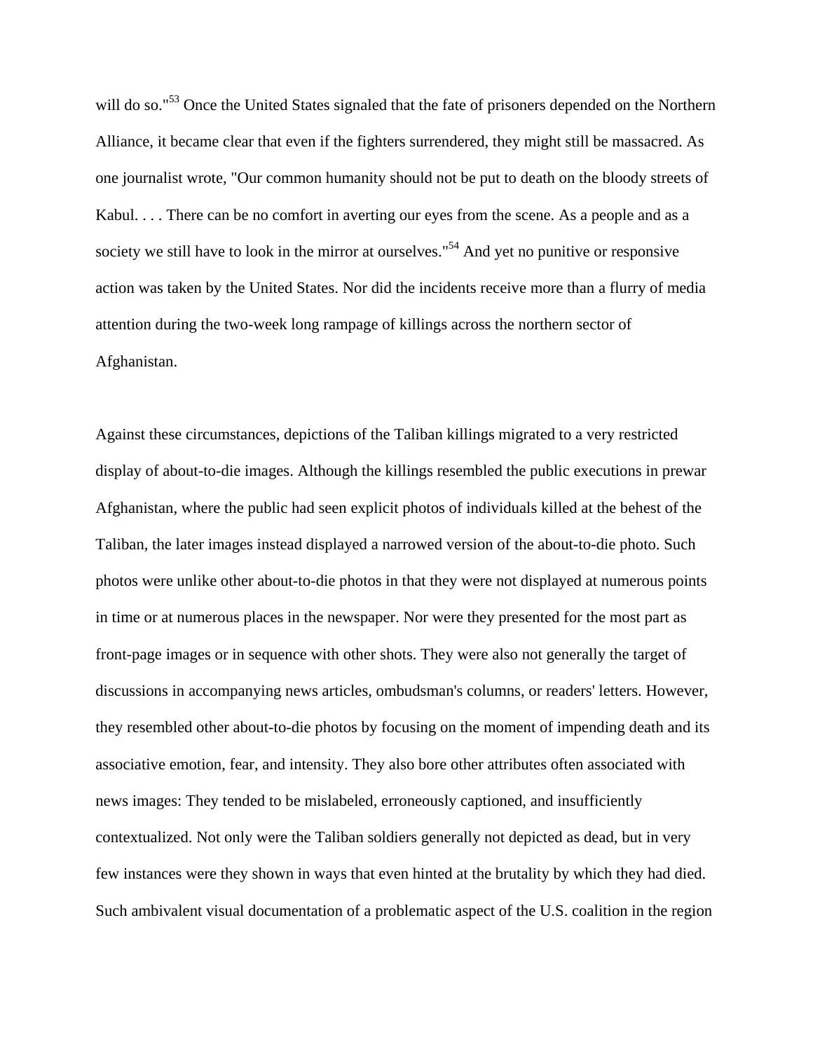will do so."[53] Once the United States signaled that the fate of prisoners depended on the Northern Alliance, it became clear that even if the fighters surrendered, they might still be massacred. As one journalist wrote, "Our common humanity should not be put to death on the bloody streets of Kabul. . . . There can be no comfort in averting our eyes from the scene. As a people and as a society we still have to look in the mirror at ourselves."[54] And yet no punitive or responsive action was taken by the United States. Nor did the incidents receive more than a flurry of media attention during the two-week long rampage of killings across the northern sector of Afghanistan.

Against these circumstances, depictions of the Taliban killings migrated to a very restricted display of about-to-die images. Although the killings resembled the public executions in prewar Afghanistan, where the public had seen explicit photos of individuals killed at the behest of the Taliban, the later images instead displayed a narrowed version of the about-to-die photo. Such photos were unlike other about-to-die photos in that they were not displayed at numerous points in time or at numerous places in the newspaper. Nor were they presented for the most part as front-page images or in sequence with other shots. They were also not generally the target of discussions in accompanying news articles, ombudsman's columns, or readers' letters. However, they resembled other about-to-die photos by focusing on the moment of impending death and its associative emotion, fear, and intensity. They also bore other attributes often associated with news images: They tended to be mislabeled, erroneously captioned, and insufficiently contextualized. Not only were the Taliban soldiers generally not depicted as dead, but in very few instances were they shown in ways that even hinted at the brutality by which they had died. Such ambivalent visual documentation of a problematic aspect of the U.S. coalition in the region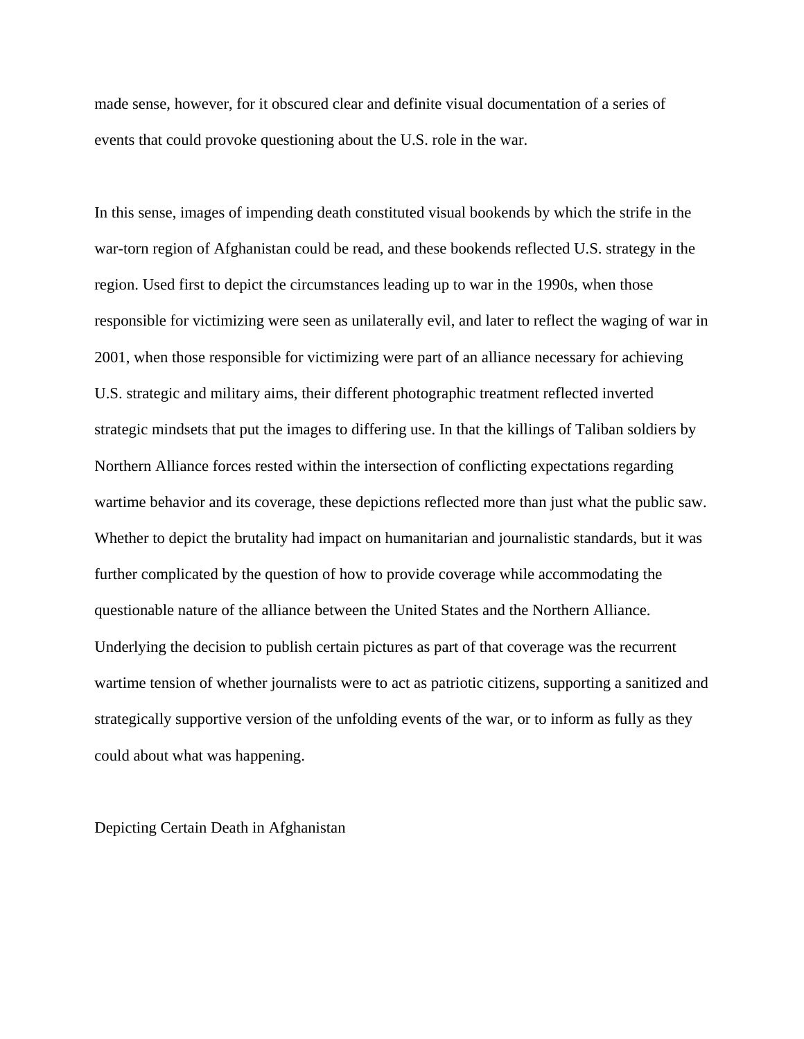made sense, however, for it obscured clear and definite visual documentation of a series of events that could provoke questioning about the U.S. role in the war.

In this sense, images of impending death constituted visual bookends by which the strife in the war-torn region of Afghanistan could be read, and these bookends reflected U.S. strategy in the region. Used first to depict the circumstances leading up to war in the 1990s, when those responsible for victimizing were seen as unilaterally evil, and later to reflect the waging of war in 2001, when those responsible for victimizing were part of an alliance necessary for achieving U.S. strategic and military aims, their different photographic treatment reflected inverted strategic mindsets that put the images to differing use. In that the killings of Taliban soldiers by Northern Alliance forces rested within the intersection of conflicting expectations regarding wartime behavior and its coverage, these depictions reflected more than just what the public saw. Whether to depict the brutality had impact on humanitarian and journalistic standards, but it was further complicated by the question of how to provide coverage while accommodating the questionable nature of the alliance between the United States and the Northern Alliance. Underlying the decision to publish certain pictures as part of that coverage was the recurrent wartime tension of whether journalists were to act as patriotic citizens, supporting a sanitized and strategically supportive version of the unfolding events of the war, or to inform as fully as they could about what was happening.

## Depicting Certain Death in Afghanistan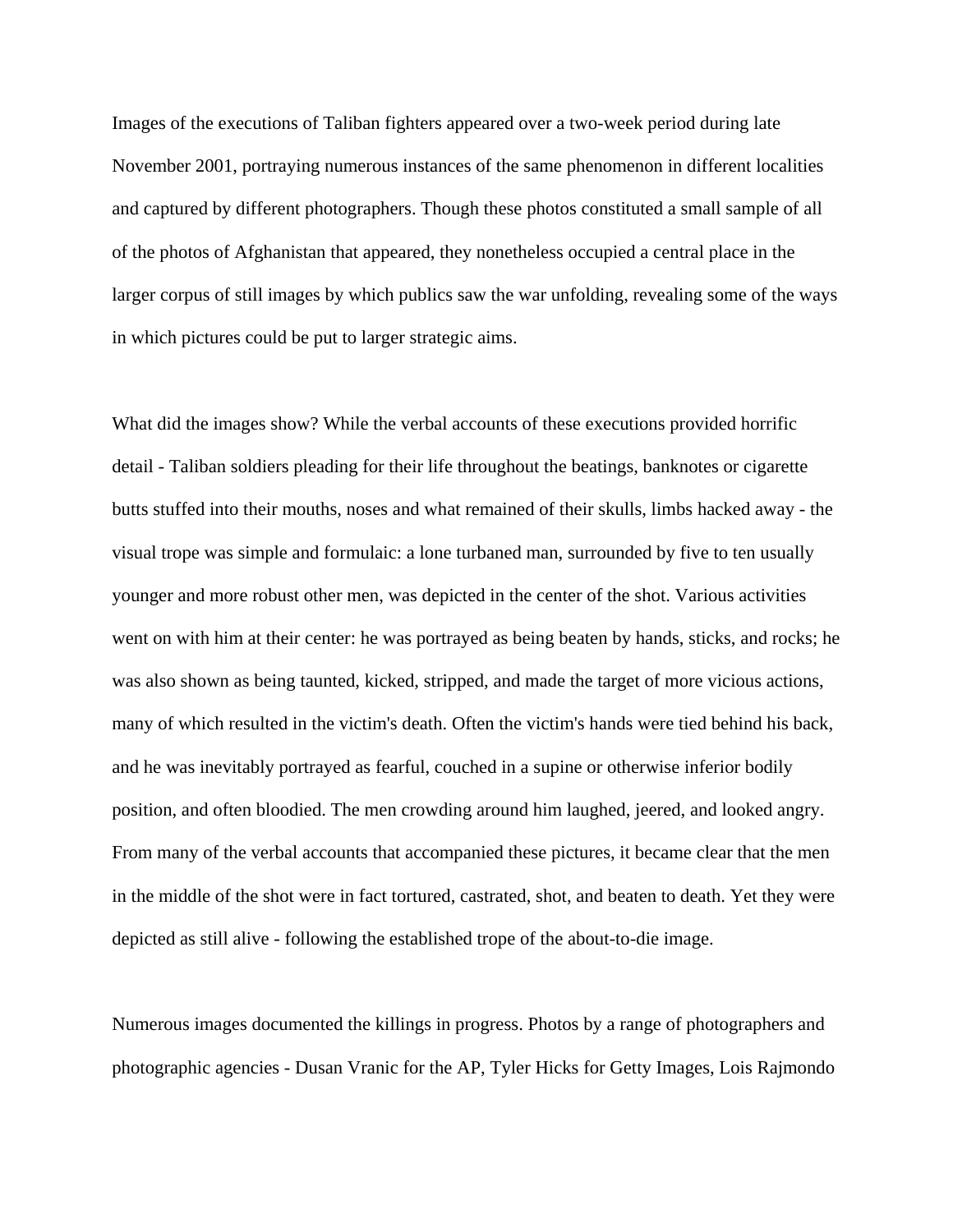Images of the executions of Taliban fighters appeared over a two-week period during late November 2001, portraying numerous instances of the same phenomenon in different localities and captured by different photographers. Though these photos constituted a small sample of all of the photos of Afghanistan that appeared, they nonetheless occupied a central place in the larger corpus of still images by which publics saw the war unfolding, revealing some of the ways in which pictures could be put to larger strategic aims.

What did the images show? While the verbal accounts of these executions provided horrific detail - Taliban soldiers pleading for their life throughout the beatings, banknotes or cigarette butts stuffed into their mouths, noses and what remained of their skulls, limbs hacked away - the visual trope was simple and formulaic: a lone turbaned man, surrounded by five to ten usually younger and more robust other men, was depicted in the center of the shot. Various activities went on with him at their center: he was portrayed as being beaten by hands, sticks, and rocks; he was also shown as being taunted, kicked, stripped, and made the target of more vicious actions, many of which resulted in the victim's death. Often the victim's hands were tied behind his back, and he was inevitably portrayed as fearful, couched in a supine or otherwise inferior bodily position, and often bloodied. The men crowding around him laughed, jeered, and looked angry. From many of the verbal accounts that accompanied these pictures, it became clear that the men in the middle of the shot were in fact tortured, castrated, shot, and beaten to death. Yet they were depicted as still alive - following the established trope of the about-to-die image.

Numerous images documented the killings in progress. Photos by a range of photographers and photographic agencies - Dusan Vranic for the AP, Tyler Hicks for Getty Images, Lois Rajmondo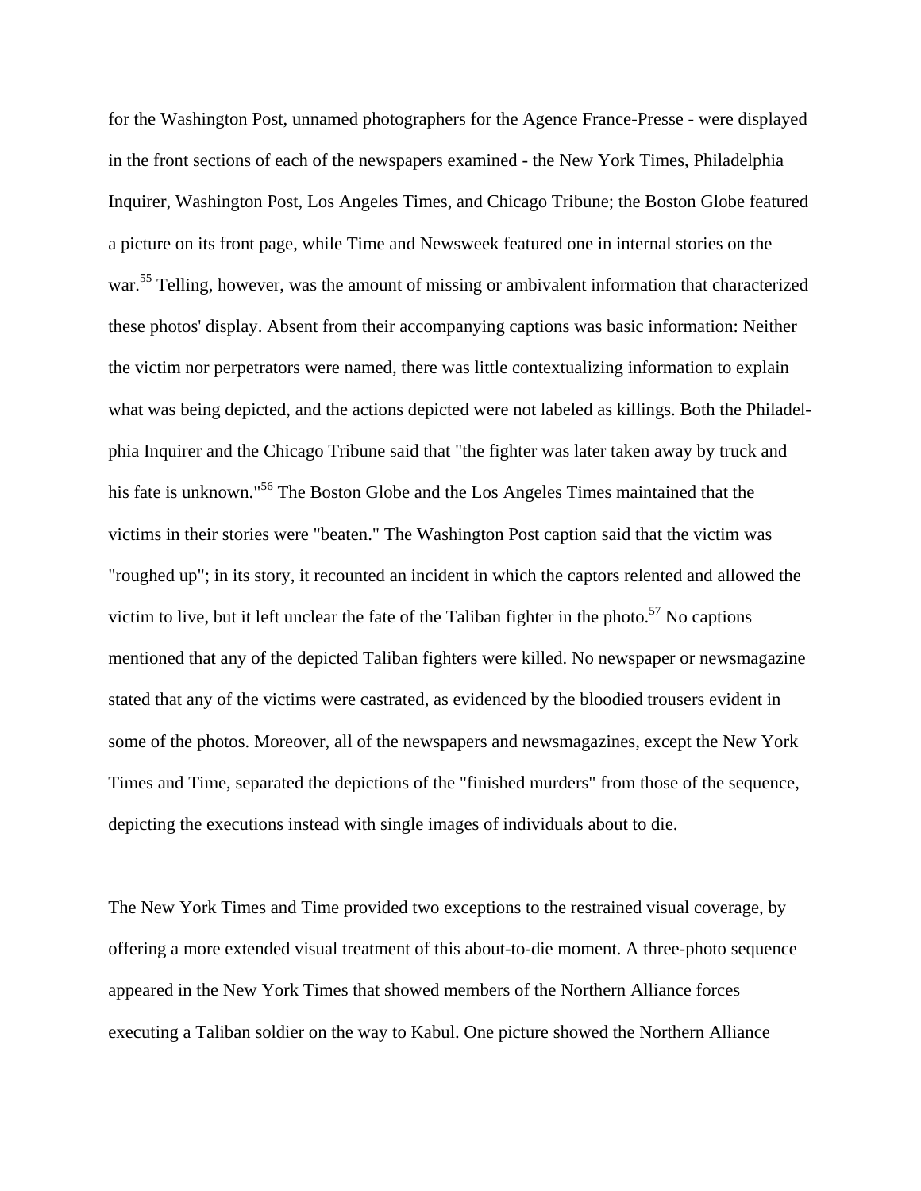for the Washington Post, unnamed photographers for the Agence France-Presse - were displayed in the front sections of each of the newspapers examined - the New York Times, Philadelphia Inquirer, Washington Post, Los Angeles Times, and Chicago Tribune; the Boston Globe featured a picture on its front page, while Time and Newsweek featured one in internal stories on the war.[55] Telling, however, was the amount of missing or ambivalent information that characterized these photos' display. Absent from their accompanying captions was basic information: Neither the victim nor perpetrators were named, there was little contextualizing information to explain what was being depicted, and the actions depicted were not labeled as killings. Both the Philadelphia Inquirer and the Chicago Tribune said that "the fighter was later taken away by truck and his fate is unknown."[56] The Boston Globe and the Los Angeles Times maintained that the victims in their stories were "beaten." The Washington Post caption said that the victim was "roughed up"; in its story, it recounted an incident in which the captors relented and allowed the victim to live, but it left unclear the fate of the Taliban fighter in the photo.[57] No captions mentioned that any of the depicted Taliban fighters were killed. No newspaper or newsmagazine stated that any of the victims were castrated, as evidenced by the bloodied trousers evident in some of the photos. Moreover, all of the newspapers and newsmagazines, except the New York Times and Time, separated the depictions of the "finished murders" from those of the sequence, depicting the executions instead with single images of individuals about to die.

The New York Times and Time provided two exceptions to the restrained visual coverage, by offering a more extended visual treatment of this about-to-die moment. A three-photo sequence appeared in the New York Times that showed members of the Northern Alliance forces executing a Taliban soldier on the way to Kabul. One picture showed the Northern Alliance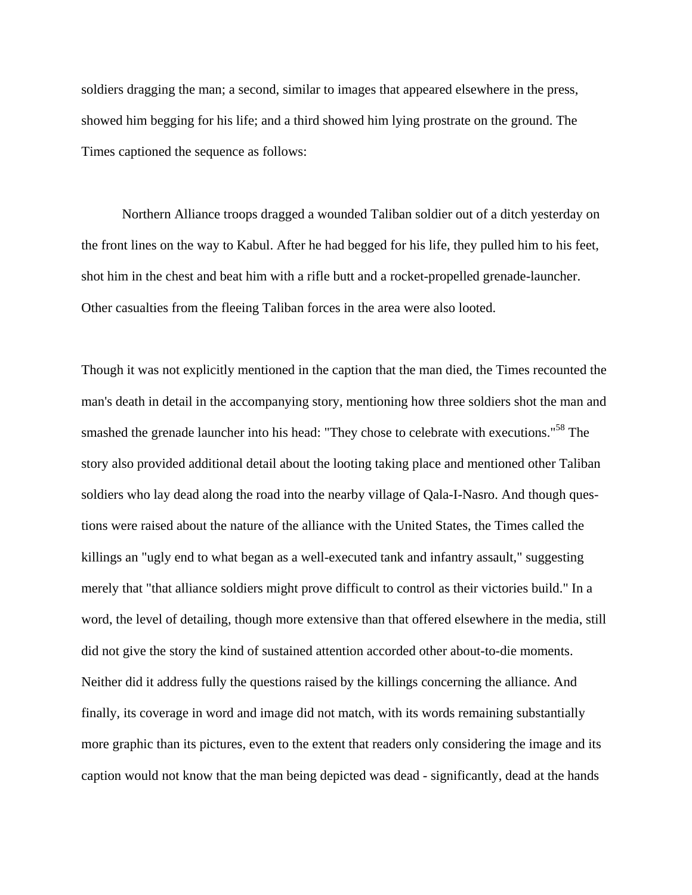soldiers dragging the man; a second, similar to images that appeared elsewhere in the press, showed him begging for his life; and a third showed him lying prostrate on the ground. The Times captioned the sequence as follows:

> Northern Alliance troops dragged a wounded Taliban soldier out of a ditch yesterday on the front lines on the way to Kabul. After he had begged for his life, they pulled him to his feet, shot him in the chest and beat him with a rifle butt and a rocket-propelled grenade-launcher. Other casualties from the fleeing Taliban forces in the area were also looted.

Though it was not explicitly mentioned in the caption that the man died, the Times recounted the man's death in detail in the accompanying story, mentioning how three soldiers shot the man and smashed the grenade launcher into his head: "They chose to celebrate with executions."[58] The story also provided additional detail about the looting taking place and mentioned other Taliban soldiers who lay dead along the road into the nearby village of Qala-I-Nasro. And though questions were raised about the nature of the alliance with the United States, the Times called the killings an "ugly end to what began as a well-executed tank and infantry assault," suggesting merely that "that alliance soldiers might prove difficult to control as their victories build." In a word, the level of detailing, though more extensive than that offered elsewhere in the media, still did not give the story the kind of sustained attention accorded other about-to-die moments. Neither did it address fully the questions raised by the killings concerning the alliance. And finally, its coverage in word and image did not match, with its words remaining substantially more graphic than its pictures, even to the extent that readers only considering the image and its caption would not know that the man being depicted was dead - significantly, dead at the hands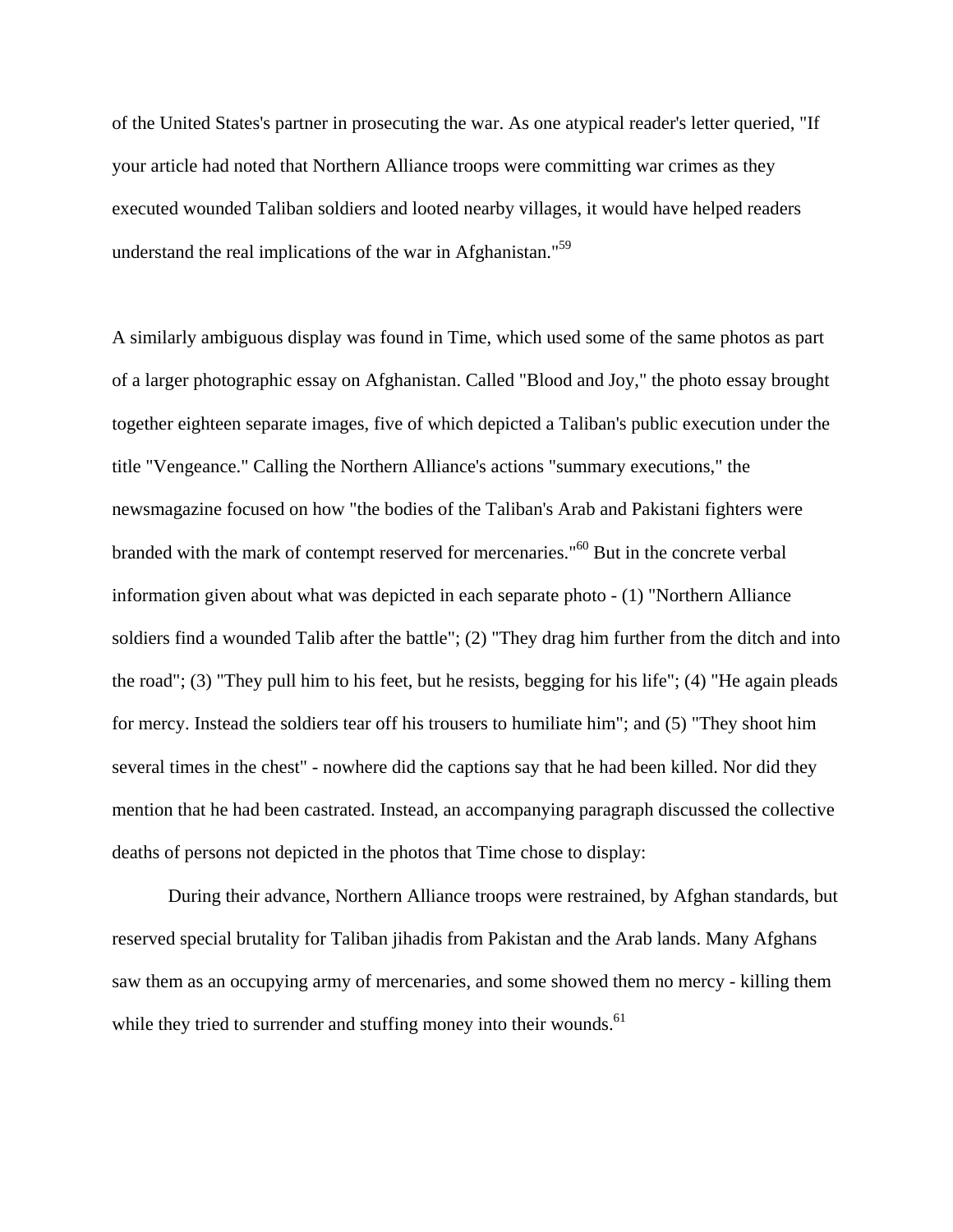of the United States's partner in prosecuting the war. As one atypical reader's letter queried, "If your article had noted that Northern Alliance troops were committing war crimes as they executed wounded Taliban soldiers and looted nearby villages, it would have helped readers understand the real implications of the war in Afghanistan."[59]

A similarly ambiguous display was found in Time, which used some of the same photos as part of a larger photographic essay on Afghanistan. Called "Blood and Joy," the photo essay brought together eighteen separate images, five of which depicted a Taliban's public execution under the title "Vengeance." Calling the Northern Alliance's actions "summary executions," the newsmagazine focused on how "the bodies of the Taliban's Arab and Pakistani fighters were branded with the mark of contempt reserved for mercenaries."[60] But in the concrete verbal information given about what was depicted in each separate photo - (1) "Northern Alliance soldiers find a wounded Talib after the battle"; (2) "They drag him further from the ditch and into the road"; (3) "They pull him to his feet, but he resists, begging for his life"; (4) "He again pleads for mercy. Instead the soldiers tear off his trousers to humiliate him"; and (5) "They shoot him several times in the chest" - nowhere did the captions say that he had been killed. Nor did they mention that he had been castrated. Instead, an accompanying paragraph discussed the collective deaths of persons not depicted in the photos that Time chose to display:

> During their advance, Northern Alliance troops were restrained, by Afghan standards, but reserved special brutality for Taliban jihadis from Pakistan and the Arab lands. Many Afghans saw them as an occupying army of mercenaries, and some showed them no mercy - killing them while they tried to surrender and stuffing money into their wounds.[61]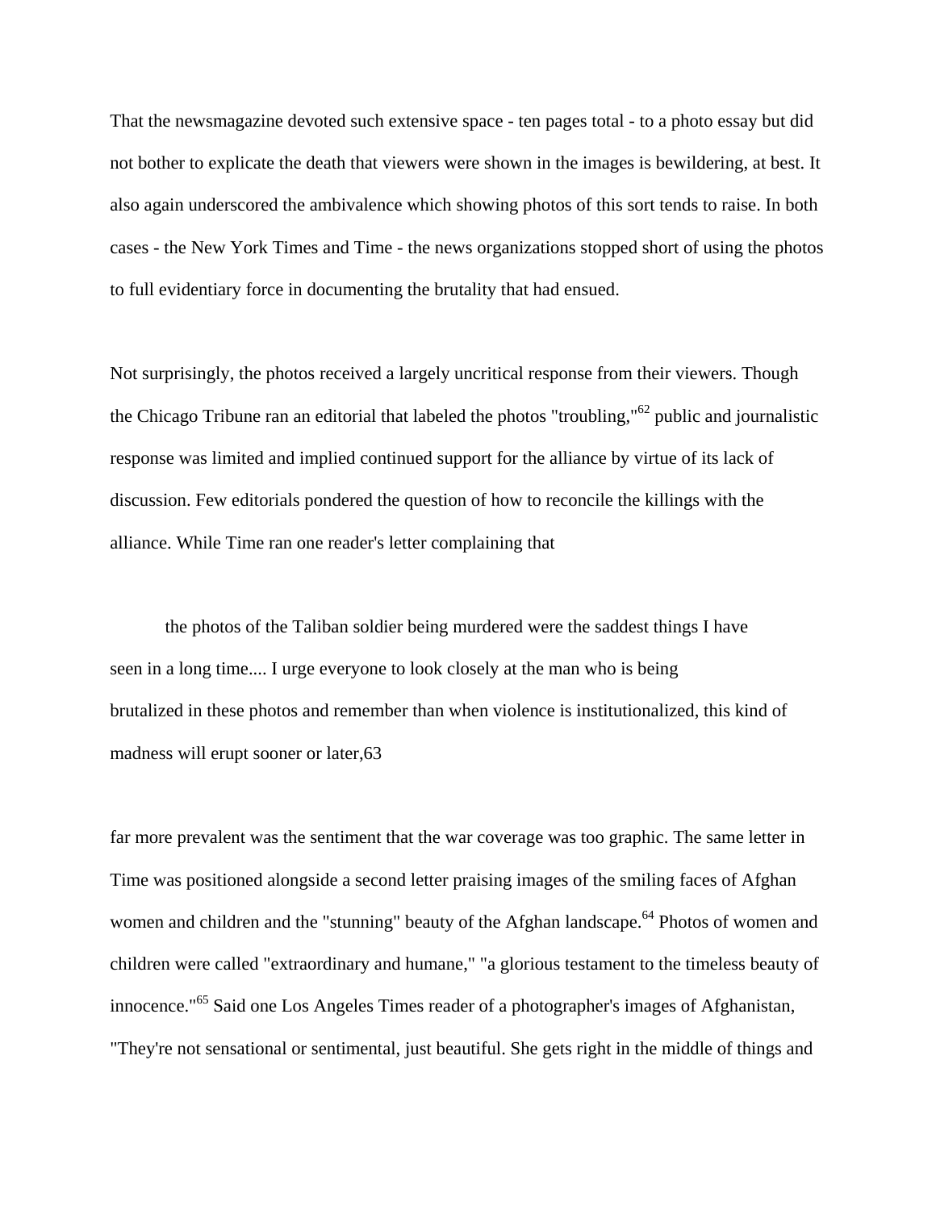That the newsmagazine devoted such extensive space - ten pages total - to a photo essay but did not bother to explicate the death that viewers were shown in the images is bewildering, at best. It also again underscored the ambivalence which showing photos of this sort tends to raise. In both cases - the New York Times and Time - the news organizations stopped short of using the photos to full evidentiary force in documenting the brutality that had ensued.

Not surprisingly, the photos received a largely uncritical response from their viewers. Though the Chicago Tribune ran an editorial that labeled the photos "troubling,"[62] public and journalistic response was limited and implied continued support for the alliance by virtue of its lack of discussion. Few editorials pondered the question of how to reconcile the killings with the alliance. While Time ran one reader's letter complaining that

> the photos of the Taliban soldier being murdered were the saddest things I have seen in a long time.... I urge everyone to look closely at the man who is being brutalized in these photos and remember than when violence is institutionalized, this kind of madness will erupt sooner or later,63

far more prevalent was the sentiment that the war coverage was too graphic. The same letter in Time was positioned alongside a second letter praising images of the smiling faces of Afghan women and children and the "stunning" beauty of the Afghan landscape.[64] Photos of women and children were called "extraordinary and humane," "a glorious testament to the timeless beauty of innocence."[65] Said one Los Angeles Times reader of a photographer's images of Afghanistan, "They're not sensational or sentimental, just beautiful. She gets right in the middle of things and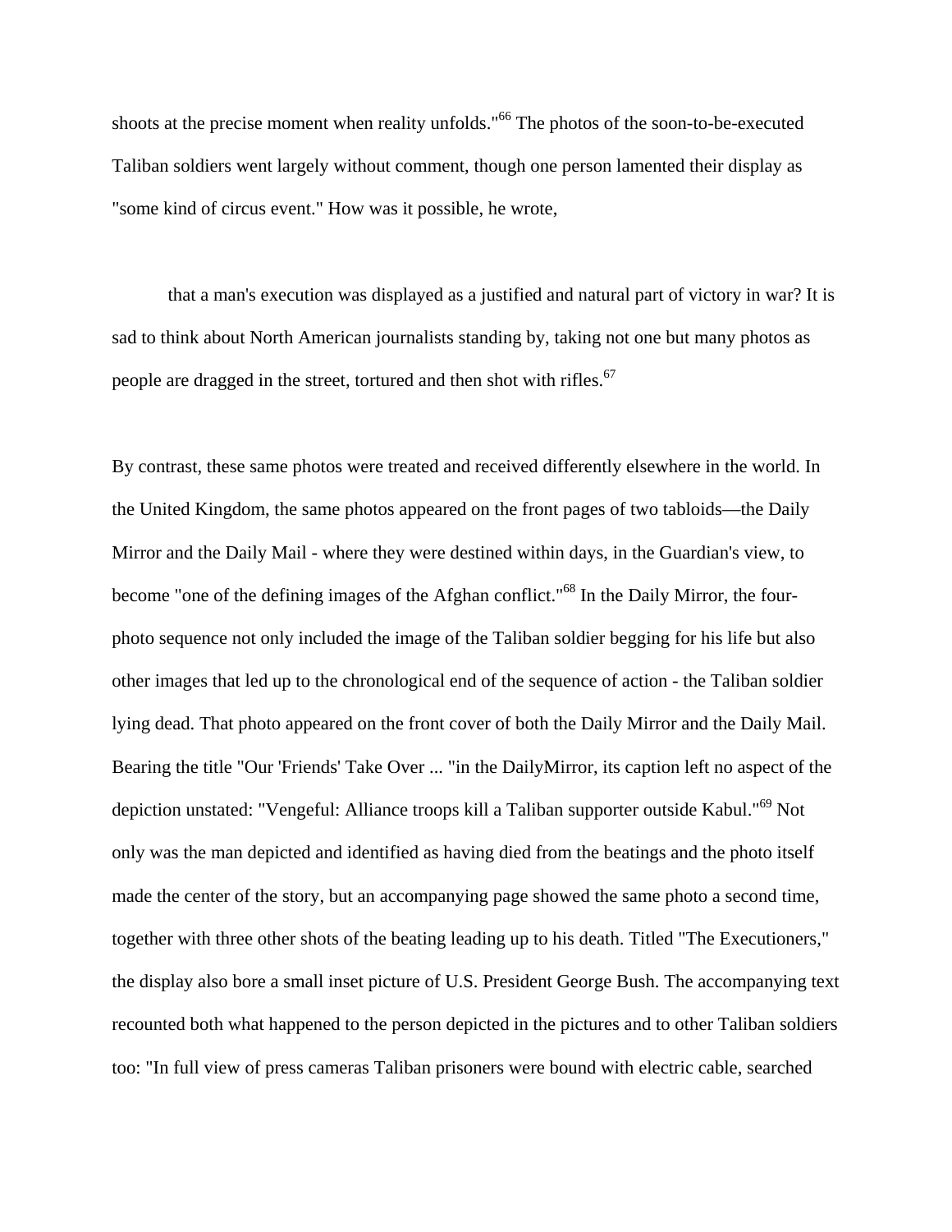shoots at the precise moment when reality unfolds."[66] The photos of the soon-to-be-executed Taliban soldiers went largely without comment, though one person lamented their display as "some kind of circus event." How was it possible, he wrote,

> that a man's execution was displayed as a justified and natural part of victory in war? It is sad to think about North American journalists standing by, taking not one but many photos as people are dragged in the street, tortured and then shot with rifles.[67]

By contrast, these same photos were treated and received differently elsewhere in the world. In the United Kingdom, the same photos appeared on the front pages of two tabloids—the Daily Mirror and the Daily Mail - where they were destined within days, in the Guardian's view, to become "one of the defining images of the Afghan conflict."[68] In the Daily Mirror, the four-photo sequence not only included the image of the Taliban soldier begging for his life but also other images that led up to the chronological end of the sequence of action - the Taliban soldier lying dead. That photo appeared on the front cover of both the Daily Mirror and the Daily Mail. Bearing the title "Our 'Friends' Take Over ... "in the DailyMirror, its caption left no aspect of the depiction unstated: "Vengeful: Alliance troops kill a Taliban supporter outside Kabul."[69] Not only was the man depicted and identified as having died from the beatings and the photo itself made the center of the story, but an accompanying page showed the same photo a second time, together with three other shots of the beating leading up to his death. Titled "The Executioners," the display also bore a small inset picture of U.S. President George Bush. The accompanying text recounted both what happened to the person depicted in the pictures and to other Taliban soldiers too: "In full view of press cameras Taliban prisoners were bound with electric cable, searched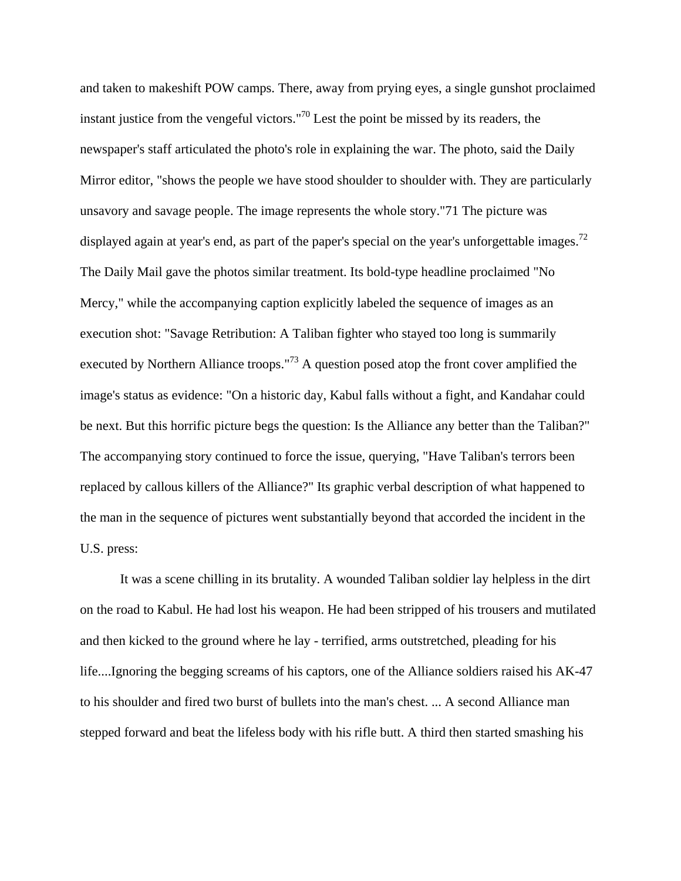and taken to makeshift POW camps. There, away from prying eyes, a single gunshot proclaimed instant justice from the vengeful victors."[70] Lest the point be missed by its readers, the newspaper's staff articulated the photo's role in explaining the war. The photo, said the Daily Mirror editor, "shows the people we have stood shoulder to shoulder with. They are particularly unsavory and savage people. The image represents the whole story."71 The picture was displayed again at year's end, as part of the paper's special on the year's unforgettable images.[72] The Daily Mail gave the photos similar treatment. Its bold-type headline proclaimed "No Mercy," while the accompanying caption explicitly labeled the sequence of images as an execution shot: "Savage Retribution: A Taliban fighter who stayed too long is summarily executed by Northern Alliance troops."[73] A question posed atop the front cover amplified the image's status as evidence: "On a historic day, Kabul falls without a fight, and Kandahar could be next. But this horrific picture begs the question: Is the Alliance any better than the Taliban?" The accompanying story continued to force the issue, querying, "Have Taliban's terrors been replaced by callous killers of the Alliance?" Its graphic verbal description of what happened to the man in the sequence of pictures went substantially beyond that accorded the incident in the U.S. press:

It was a scene chilling in its brutality. A wounded Taliban soldier lay helpless in the dirt on the road to Kabul. He had lost his weapon. He had been stripped of his trousers and mutilated and then kicked to the ground where he lay - terrified, arms outstretched, pleading for his life....Ignoring the begging screams of his captors, one of the Alliance soldiers raised his AK-47 to his shoulder and fired two burst of bullets into the man's chest. ... A second Alliance man stepped forward and beat the lifeless body with his rifle butt. A third then started smashing his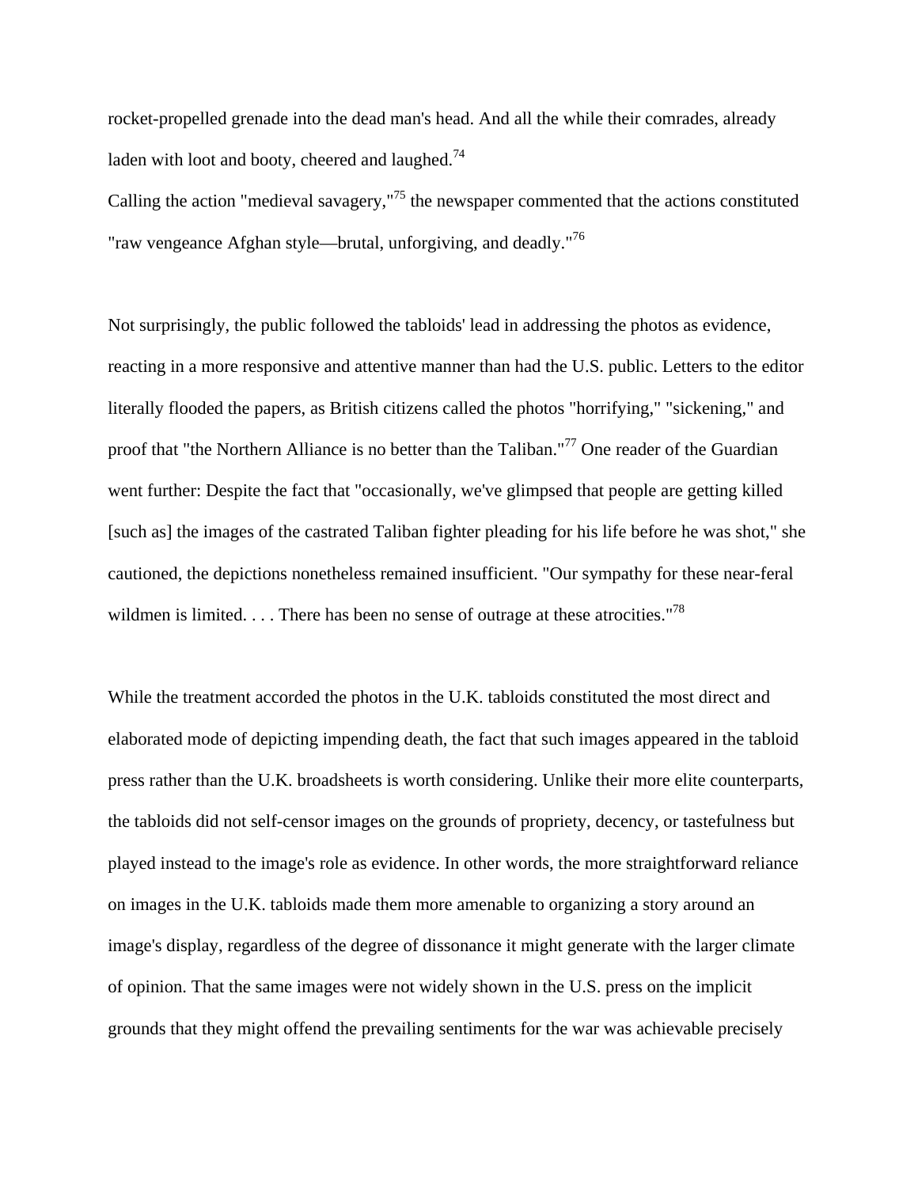rocket-propelled grenade into the dead man's head. And all the while their comrades, already laden with loot and booty, cheered and laughed.[74]

Calling the action "medieval savagery,"[75] the newspaper commented that the actions constituted "raw vengeance Afghan style—brutal, unforgiving, and deadly."[76]

Not surprisingly, the public followed the tabloids' lead in addressing the photos as evidence, reacting in a more responsive and attentive manner than had the U.S. public. Letters to the editor literally flooded the papers, as British citizens called the photos "horrifying," "sickening," and proof that "the Northern Alliance is no better than the Taliban."[77] One reader of the Guardian went further: Despite the fact that "occasionally, we've glimpsed that people are getting killed [such as] the images of the castrated Taliban fighter pleading for his life before he was shot," she cautioned, the depictions nonetheless remained insufficient. "Our sympathy for these near-feral wildmen is limited. . . . There has been no sense of outrage at these atrocities."[78]

While the treatment accorded the photos in the U.K. tabloids constituted the most direct and elaborated mode of depicting impending death, the fact that such images appeared in the tabloid press rather than the U.K. broadsheets is worth considering. Unlike their more elite counterparts, the tabloids did not self-censor images on the grounds of propriety, decency, or tastefulness but played instead to the image's role as evidence. In other words, the more straightforward reliance on images in the U.K. tabloids made them more amenable to organizing a story around an image's display, regardless of the degree of dissonance it might generate with the larger climate of opinion. That the same images were not widely shown in the U.S. press on the implicit grounds that they might offend the prevailing sentiments for the war was achievable precisely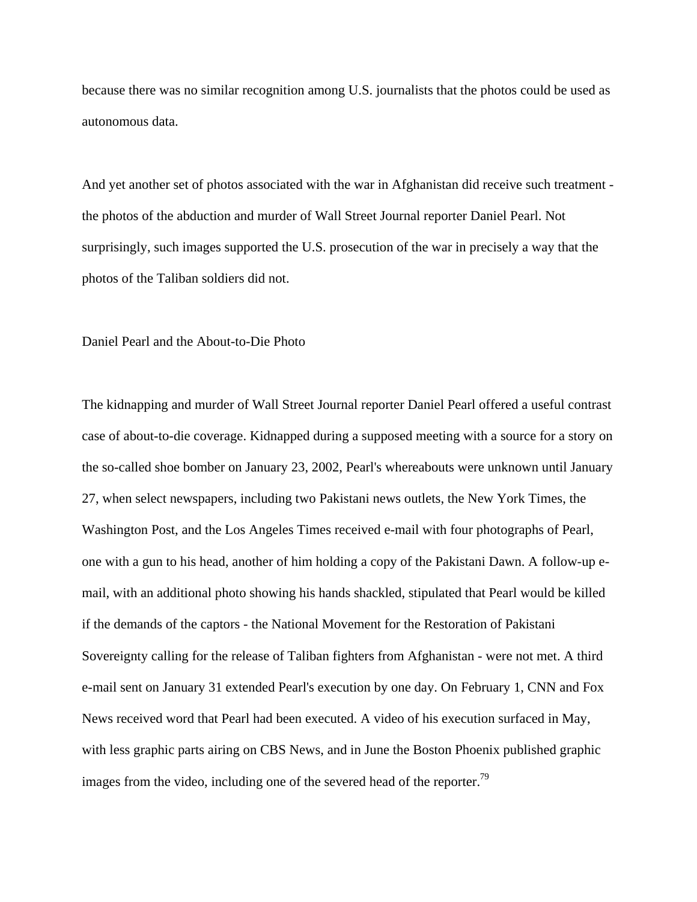because there was no similar recognition among U.S. journalists that the photos could be used as autonomous data.

And yet another set of photos associated with the war in Afghanistan did receive such treatment - the photos of the abduction and murder of Wall Street Journal reporter Daniel Pearl. Not surprisingly, such images supported the U.S. prosecution of the war in precisely a way that the photos of the Taliban soldiers did not.

## Daniel Pearl and the About-to-Die Photo

The kidnapping and murder of Wall Street Journal reporter Daniel Pearl offered a useful contrast case of about-to-die coverage. Kidnapped during a supposed meeting with a source for a story on the so-called shoe bomber on January 23, 2002, Pearl's whereabouts were unknown until January 27, when select newspapers, including two Pakistani news outlets, the New York Times, the Washington Post, and the Los Angeles Times received e-mail with four photographs of Pearl, one with a gun to his head, another of him holding a copy of the Pakistani Dawn. A follow-up e-mail, with an additional photo showing his hands shackled, stipulated that Pearl would be killed if the demands of the captors - the National Movement for the Restoration of Pakistani Sovereignty calling for the release of Taliban fighters from Afghanistan - were not met. A third e-mail sent on January 31 extended Pearl's execution by one day. On February 1, CNN and Fox News received word that Pearl had been executed. A video of his execution surfaced in May, with less graphic parts airing on CBS News, and in June the Boston Phoenix published graphic images from the video, including one of the severed head of the reporter.[79]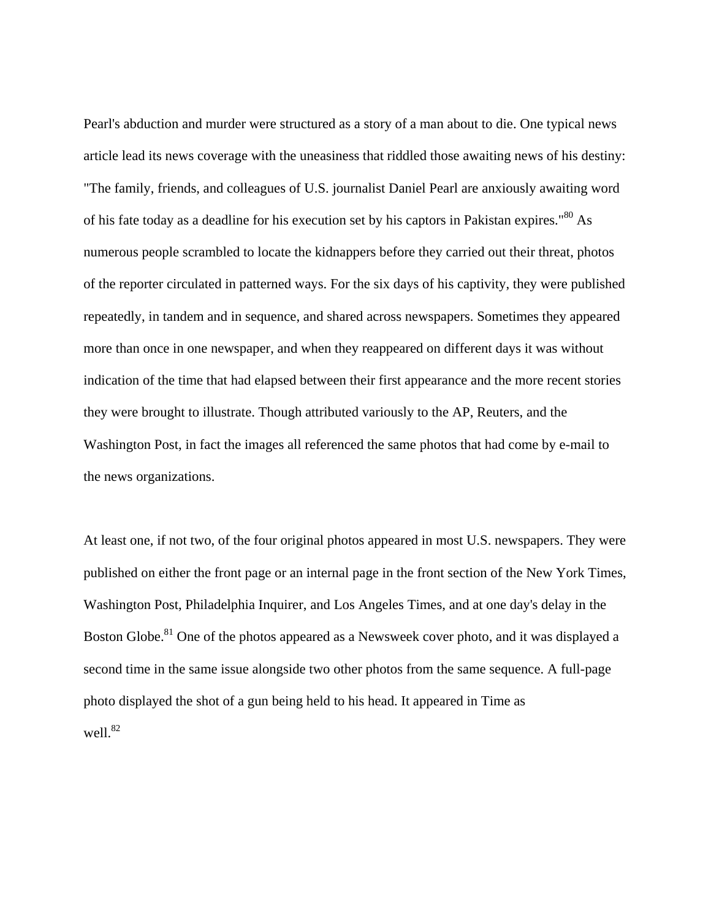Pearl's abduction and murder were structured as a story of a man about to die. One typical news article lead its news coverage with the uneasiness that riddled those awaiting news of his destiny: "The family, friends, and colleagues of U.S. journalist Daniel Pearl are anxiously awaiting word of his fate today as a deadline for his execution set by his captors in Pakistan expires."[80] As numerous people scrambled to locate the kidnappers before they carried out their threat, photos of the reporter circulated in patterned ways. For the six days of his captivity, they were published repeatedly, in tandem and in sequence, and shared across newspapers. Sometimes they appeared more than once in one newspaper, and when they reappeared on different days it was without indication of the time that had elapsed between their first appearance and the more recent stories they were brought to illustrate. Though attributed variously to the AP, Reuters, and the Washington Post, in fact the images all referenced the same photos that had come by e-mail to the news organizations.

At least one, if not two, of the four original photos appeared in most U.S. newspapers. They were published on either the front page or an internal page in the front section of the New York Times, Washington Post, Philadelphia Inquirer, and Los Angeles Times, and at one day's delay in the Boston Globe.[81] One of the photos appeared as a Newsweek cover photo, and it was displayed a second time in the same issue alongside two other photos from the same sequence. A full-page photo displayed the shot of a gun being held to his head. It appeared in Time as well.[82]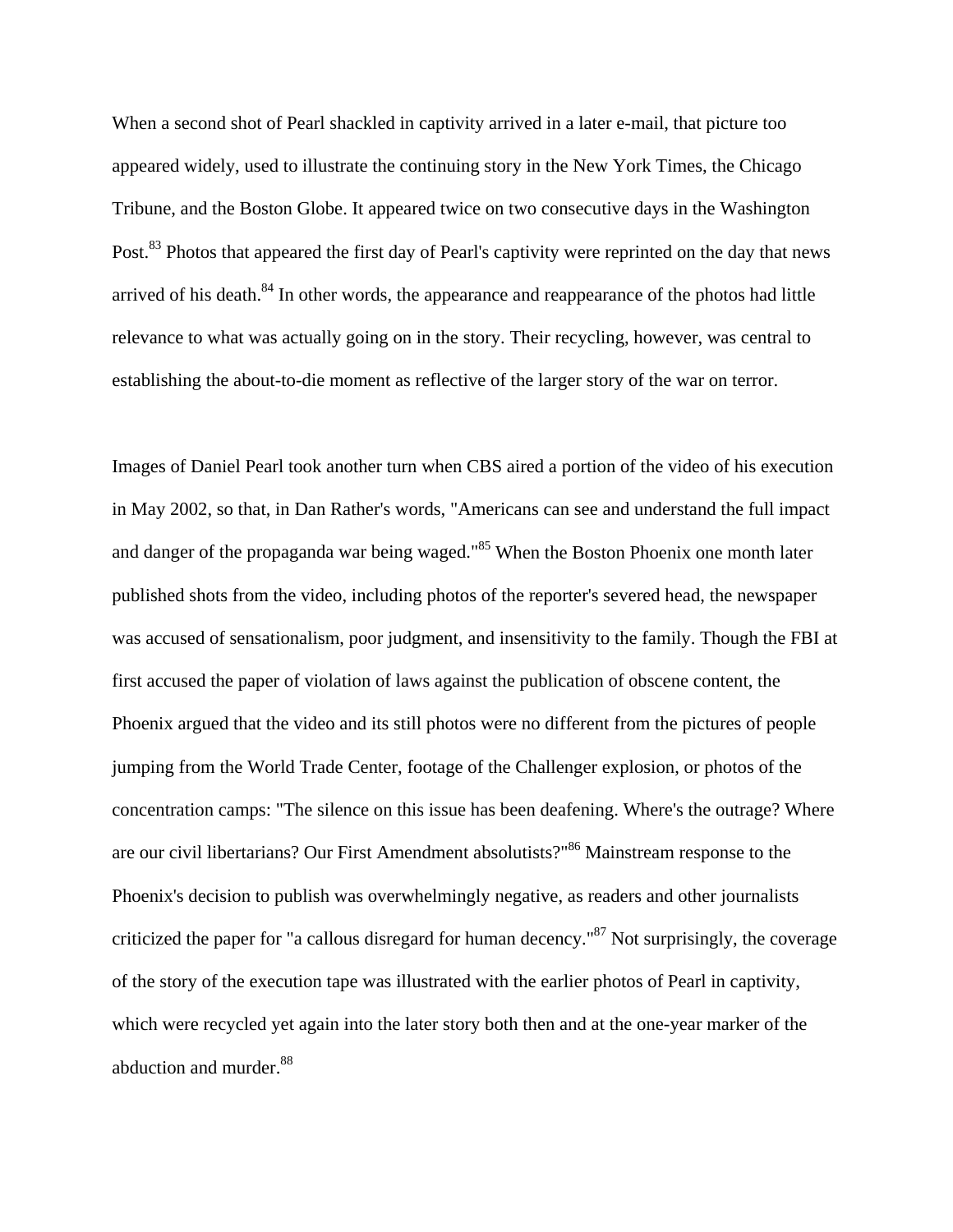When a second shot of Pearl shackled in captivity arrived in a later e-mail, that picture too appeared widely, used to illustrate the continuing story in the New York Times, the Chicago Tribune, and the Boston Globe. It appeared twice on two consecutive days in the Washington Post.[83] Photos that appeared the first day of Pearl's captivity were reprinted on the day that news arrived of his death.[84] In other words, the appearance and reappearance of the photos had little relevance to what was actually going on in the story. Their recycling, however, was central to establishing the about-to-die moment as reflective of the larger story of the war on terror.

Images of Daniel Pearl took another turn when CBS aired a portion of the video of his execution in May 2002, so that, in Dan Rather's words, "Americans can see and understand the full impact and danger of the propaganda war being waged."[85] When the Boston Phoenix one month later published shots from the video, including photos of the reporter's severed head, the newspaper was accused of sensationalism, poor judgment, and insensitivity to the family. Though the FBI at first accused the paper of violation of laws against the publication of obscene content, the Phoenix argued that the video and its still photos were no different from the pictures of people jumping from the World Trade Center, footage of the Challenger explosion, or photos of the concentration camps: "The silence on this issue has been deafening. Where's the outrage? Where are our civil libertarians? Our First Amendment absolutists?"[86] Mainstream response to the Phoenix's decision to publish was overwhelmingly negative, as readers and other journalists criticized the paper for "a callous disregard for human decency."[87] Not surprisingly, the coverage of the story of the execution tape was illustrated with the earlier photos of Pearl in captivity, which were recycled yet again into the later story both then and at the one-year marker of the abduction and murder.[88]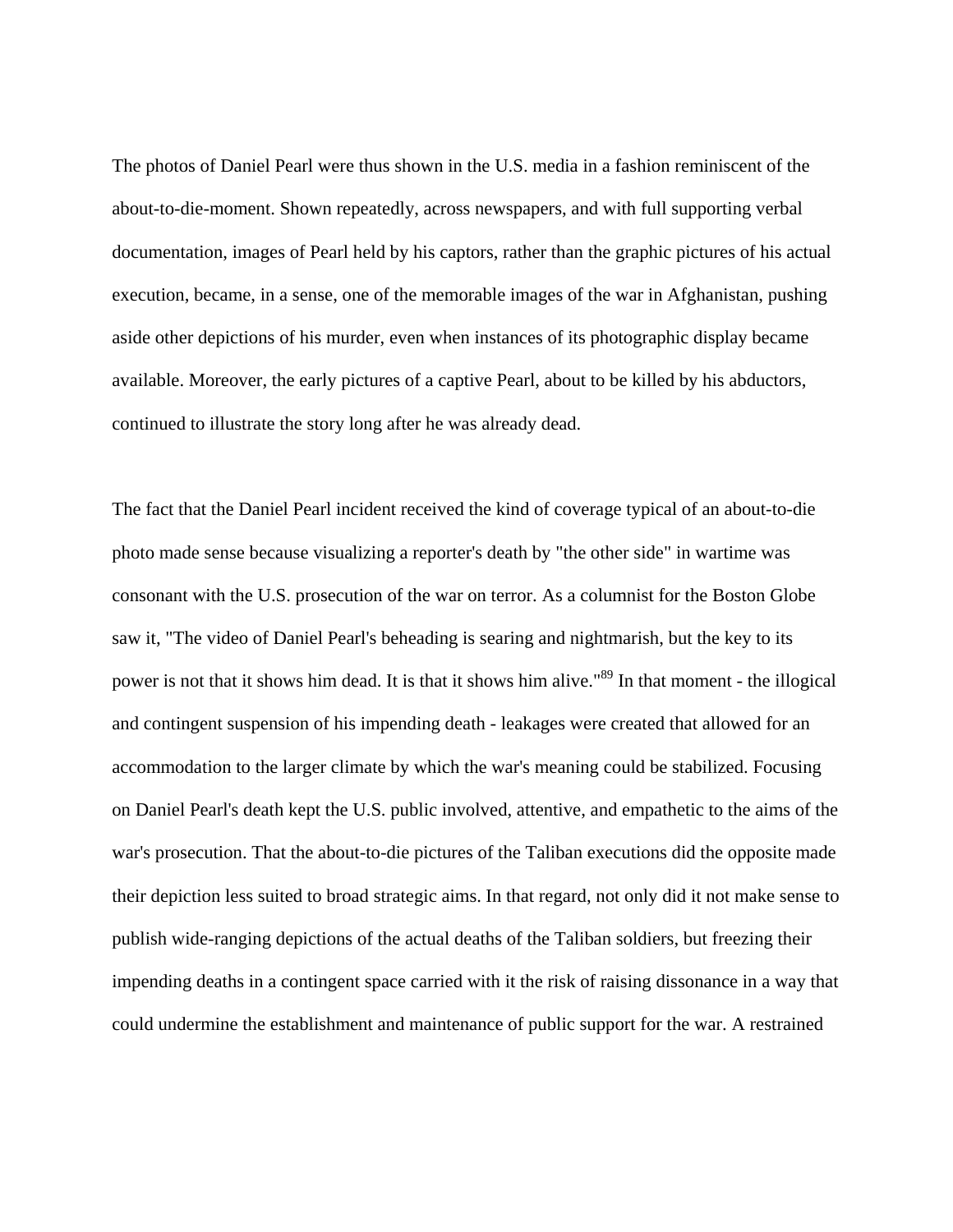The photos of Daniel Pearl were thus shown in the U.S. media in a fashion reminiscent of the about-to-die-moment. Shown repeatedly, across newspapers, and with full supporting verbal documentation, images of Pearl held by his captors, rather than the graphic pictures of his actual execution, became, in a sense, one of the memorable images of the war in Afghanistan, pushing aside other depictions of his murder, even when instances of its photographic display became available. Moreover, the early pictures of a captive Pearl, about to be killed by his abductors, continued to illustrate the story long after he was already dead.

The fact that the Daniel Pearl incident received the kind of coverage typical of an about-to-die photo made sense because visualizing a reporter's death by "the other side" in wartime was consonant with the U.S. prosecution of the war on terror. As a columnist for the Boston Globe saw it, "The video of Daniel Pearl's beheading is searing and nightmarish, but the key to its power is not that it shows him dead. It is that it shows him alive."[89] In that moment - the illogical and contingent suspension of his impending death - leakages were created that allowed for an accommodation to the larger climate by which the war's meaning could be stabilized. Focusing on Daniel Pearl's death kept the U.S. public involved, attentive, and empathetic to the aims of the war's prosecution. That the about-to-die pictures of the Taliban executions did the opposite made their depiction less suited to broad strategic aims. In that regard, not only did it not make sense to publish wide-ranging depictions of the actual deaths of the Taliban soldiers, but freezing their impending deaths in a contingent space carried with it the risk of raising dissonance in a way that could undermine the establishment and maintenance of public support for the war. A restrained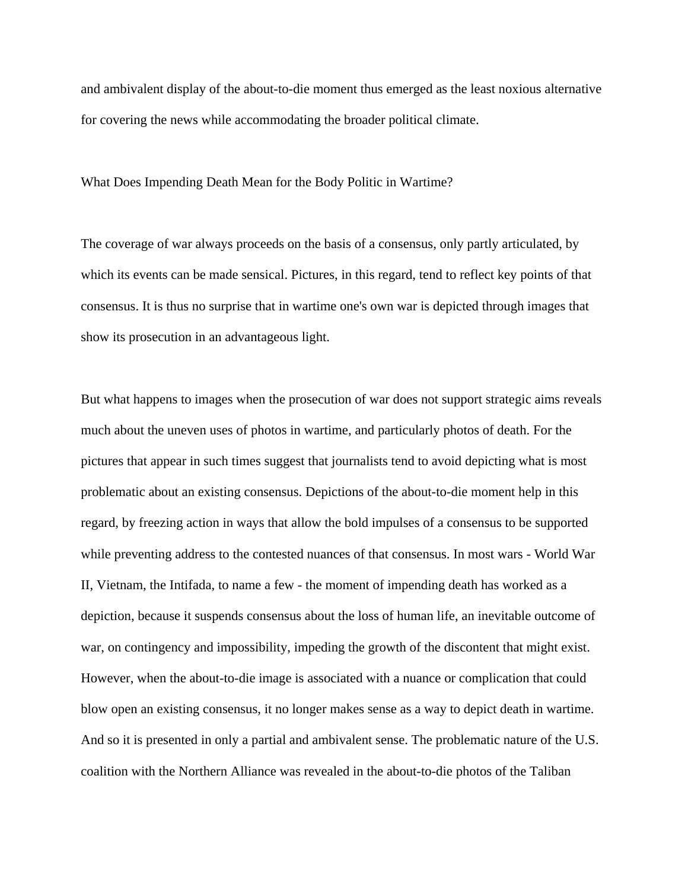and ambivalent display of the about-to-die moment thus emerged as the least noxious alternative for covering the news while accommodating the broader political climate.

## What Does Impending Death Mean for the Body Politic in Wartime?

The coverage of war always proceeds on the basis of a consensus, only partly articulated, by which its events can be made sensical. Pictures, in this regard, tend to reflect key points of that consensus. It is thus no surprise that in wartime one's own war is depicted through images that show its prosecution in an advantageous light.

But what happens to images when the prosecution of war does not support strategic aims reveals much about the uneven uses of photos in wartime, and particularly photos of death. For the pictures that appear in such times suggest that journalists tend to avoid depicting what is most problematic about an existing consensus. Depictions of the about-to-die moment help in this regard, by freezing action in ways that allow the bold impulses of a consensus to be supported while preventing address to the contested nuances of that consensus. In most wars - World War II, Vietnam, the Intifada, to name a few - the moment of impending death has worked as a depiction, because it suspends consensus about the loss of human life, an inevitable outcome of war, on contingency and impossibility, impeding the growth of the discontent that might exist. However, when the about-to-die image is associated with a nuance or complication that could blow open an existing consensus, it no longer makes sense as a way to depict death in wartime. And so it is presented in only a partial and ambivalent sense. The problematic nature of the U.S. coalition with the Northern Alliance was revealed in the about-to-die photos of the Taliban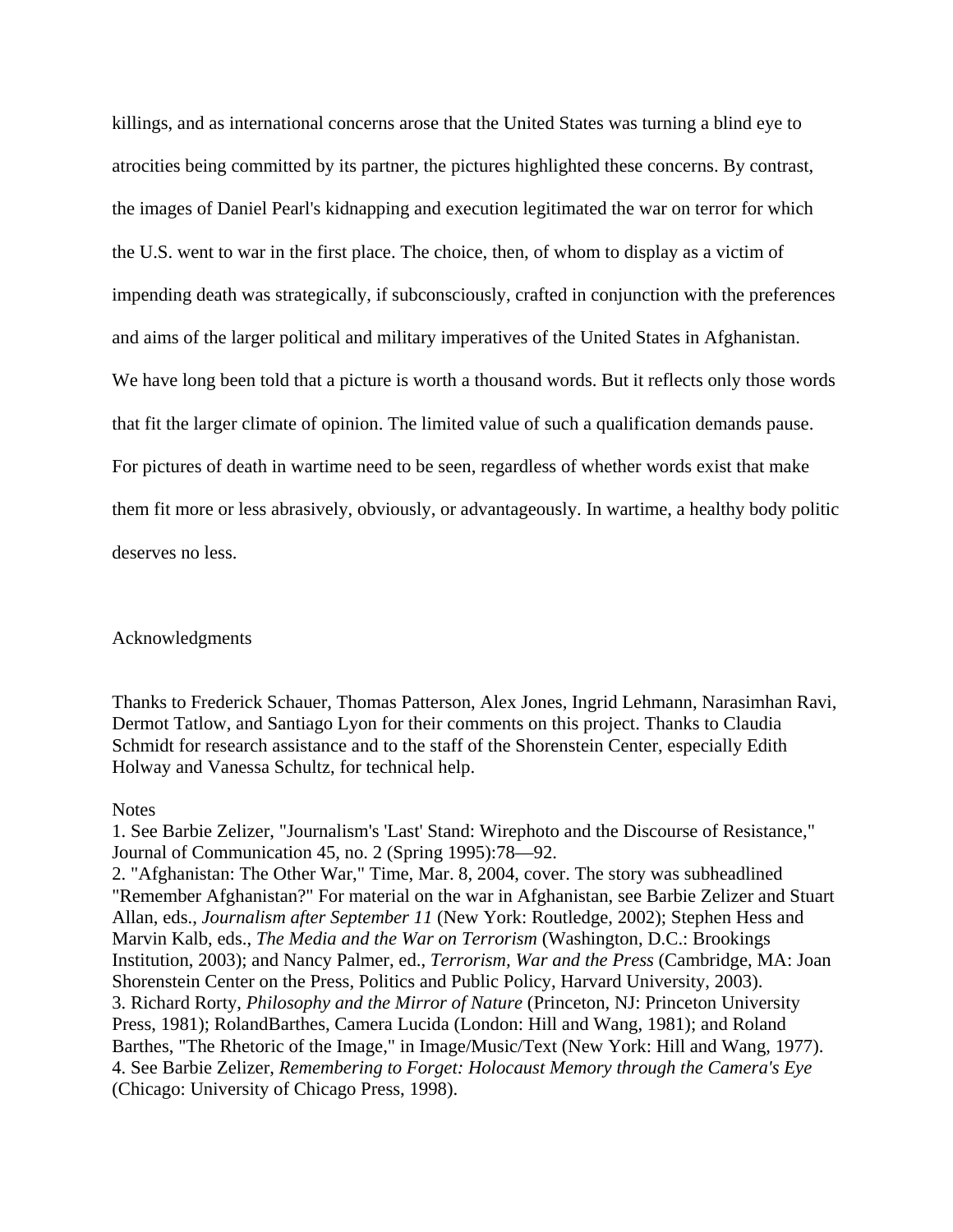killings, and as international concerns arose that the United States was turning a blind eye to atrocities being committed by its partner, the pictures highlighted these concerns. By contrast, the images of Daniel Pearl's kidnapping and execution legitimated the war on terror for which the U.S. went to war in the first place. The choice, then, of whom to display as a victim of impending death was strategically, if subconsciously, crafted in conjunction with the preferences and aims of the larger political and military imperatives of the United States in Afghanistan.

We have long been told that a picture is worth a thousand words. But it reflects only those words that fit the larger climate of opinion. The limited value of such a qualification demands pause. For pictures of death in wartime need to be seen, regardless of whether words exist that make them fit more or less abrasively, obviously, or advantageously. In wartime, a healthy body politic deserves no less.

## Acknowledgments

Thanks to Frederick Schauer, Thomas Patterson, Alex Jones, Ingrid Lehmann, Narasimhan Ravi, Dermot Tatlow, and Santiago Lyon for their comments on this project. Thanks to Claudia Schmidt for research assistance and to the staff of the Shorenstein Center, especially Edith Holway and Vanessa Schultz, for technical help.

## Notes

1. See Barbie Zelizer, "Journalism's 'Last' Stand: Wirephoto and the Discourse of Resistance," Journal of Communication 45, no. 2 (Spring 1995):78—92.
2. "Afghanistan: The Other War," Time, Mar. 8, 2004, cover. The story was subheadlined "Remember Afghanistan?" For material on the war in Afghanistan, see Barbie Zelizer and Stuart Allan, eds., *Journalism after September 11* (New York: Routledge, 2002); Stephen Hess and Marvin Kalb, eds., *The Media and the War on Terrorism* (Washington, D.C.: Brookings Institution, 2003); and Nancy Palmer, ed., *Terrorism, War and the Press* (Cambridge, MA: Joan Shorenstein Center on the Press, Politics and Public Policy, Harvard University, 2003).
3. Richard Rorty, *Philosophy and the Mirror of Nature* (Princeton, NJ: Princeton University Press, 1981); RolandBarthes, Camera Lucida (London: Hill and Wang, 1981); and Roland Barthes, "The Rhetoric of the Image," in Image/Music/Text (New York: Hill and Wang, 1977).
4. See Barbie Zelizer, *Remembering to Forget: Holocaust Memory through the Camera's Eye* (Chicago: University of Chicago Press, 1998).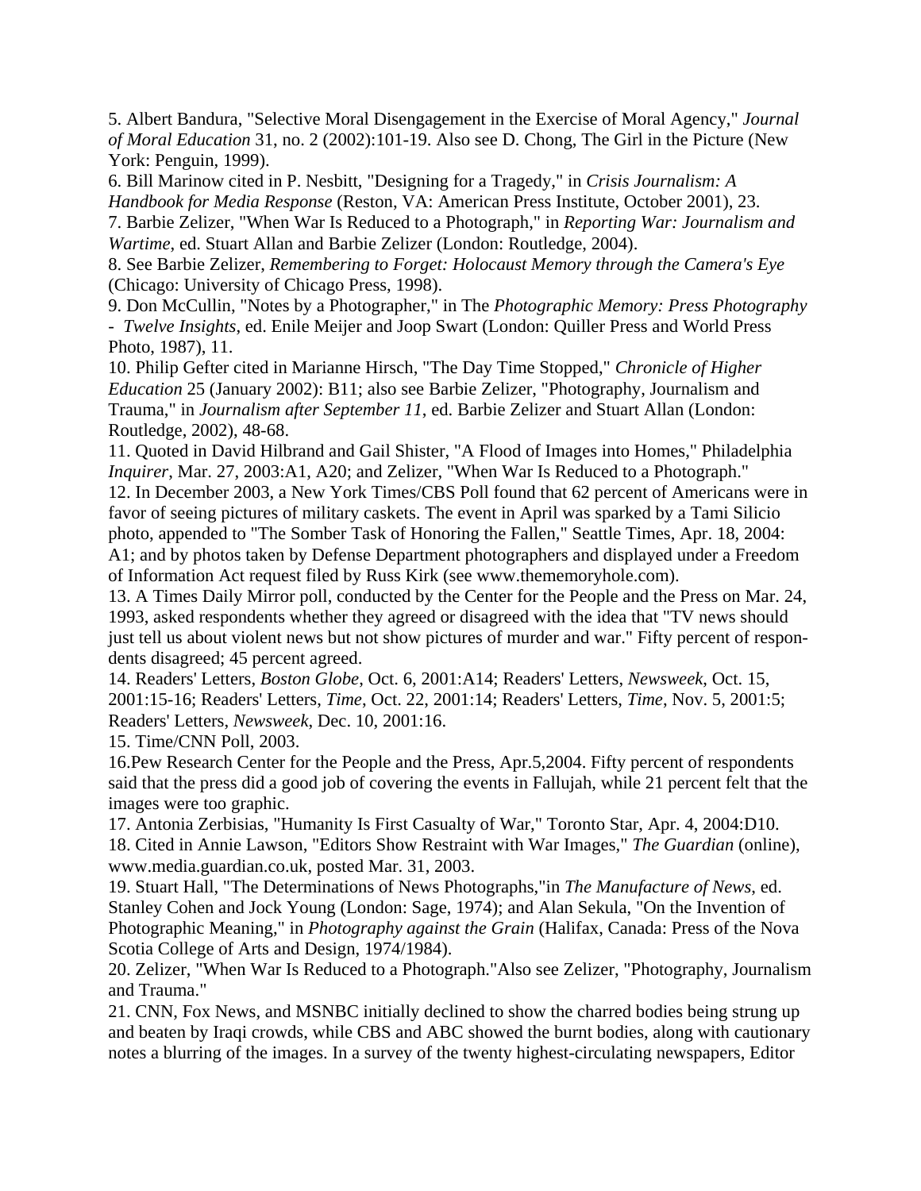5. Albert Bandura, "Selective Moral Disengagement in the Exercise of Moral Agency," *Journal of Moral Education* 31, no. 2 (2002):101-19. Also see D. Chong, The Girl in the Picture (New York: Penguin, 1999).

6. Bill Marinow cited in P. Nesbitt, "Designing for a Tragedy," in *Crisis Journalism: A Handbook for Media Response* (Reston, VA: American Press Institute, October 2001), 23.

7. Barbie Zelizer, "When War Is Reduced to a Photograph," in *Reporting War: Journalism and Wartime*, ed. Stuart Allan and Barbie Zelizer (London: Routledge, 2004).

8. See Barbie Zelizer, *Remembering to Forget: Holocaust Memory through the Camera's Eye* (Chicago: University of Chicago Press, 1998).

9. Don McCullin, "Notes by a Photographer," in The *Photographic Memory: Press Photography - Twelve Insights*, ed. Enile Meijer and Joop Swart (London: Quiller Press and World Press Photo, 1987), 11.

10. Philip Gefter cited in Marianne Hirsch, "The Day Time Stopped," *Chronicle of Higher Education* 25 (January 2002): B11; also see Barbie Zelizer, "Photography, Journalism and Trauma," in *Journalism after September 11*, ed. Barbie Zelizer and Stuart Allan (London: Routledge, 2002), 48-68.

11. Quoted in David Hilbrand and Gail Shister, "A Flood of Images into Homes," Philadelphia *Inquirer*, Mar. 27, 2003:A1, A20; and Zelizer, "When War Is Reduced to a Photograph."

12. In December 2003, a New York Times/CBS Poll found that 62 percent of Americans were in favor of seeing pictures of military caskets. The event in April was sparked by a Tami Silicio photo, appended to "The Somber Task of Honoring the Fallen," Seattle Times, Apr. 18, 2004: A1; and by photos taken by Defense Department photographers and displayed under a Freedom of Information Act request filed by Russ Kirk (see www.thememoryhole.com).

13. A Times Daily Mirror poll, conducted by the Center for the People and the Press on Mar. 24, 1993, asked respondents whether they agreed or disagreed with the idea that "TV news should just tell us about violent news but not show pictures of murder and war." Fifty percent of respondents disagreed; 45 percent agreed.

14. Readers' Letters, *Boston Globe*, Oct. 6, 2001:A14; Readers' Letters, *Newsweek*, Oct. 15, 2001:15-16; Readers' Letters, *Time*, Oct. 22, 2001:14; Readers' Letters, *Time*, Nov. 5, 2001:5; Readers' Letters, *Newsweek*, Dec. 10, 2001:16.

15. Time/CNN Poll, 2003.

16.Pew Research Center for the People and the Press, Apr.5,2004. Fifty percent of respondents said that the press did a good job of covering the events in Fallujah, while 21 percent felt that the images were too graphic.

17. Antonia Zerbisias, "Humanity Is First Casualty of War," Toronto Star, Apr. 4, 2004:D10.

18. Cited in Annie Lawson, "Editors Show Restraint with War Images," *The Guardian* (online), www.media.guardian.co.uk, posted Mar. 31, 2003.

19. Stuart Hall, "The Determinations of News Photographs,"in *The Manufacture of News*, ed. Stanley Cohen and Jock Young (London: Sage, 1974); and Alan Sekula, "On the Invention of Photographic Meaning," in *Photography against the Grain* (Halifax, Canada: Press of the Nova Scotia College of Arts and Design, 1974/1984).

20. Zelizer, "When War Is Reduced to a Photograph."Also see Zelizer, "Photography, Journalism and Trauma."

21. CNN, Fox News, and MSNBC initially declined to show the charred bodies being strung up and beaten by Iraqi crowds, while CBS and ABC showed the burnt bodies, along with cautionary notes a blurring of the images. In a survey of the twenty highest-circulating newspapers, Editor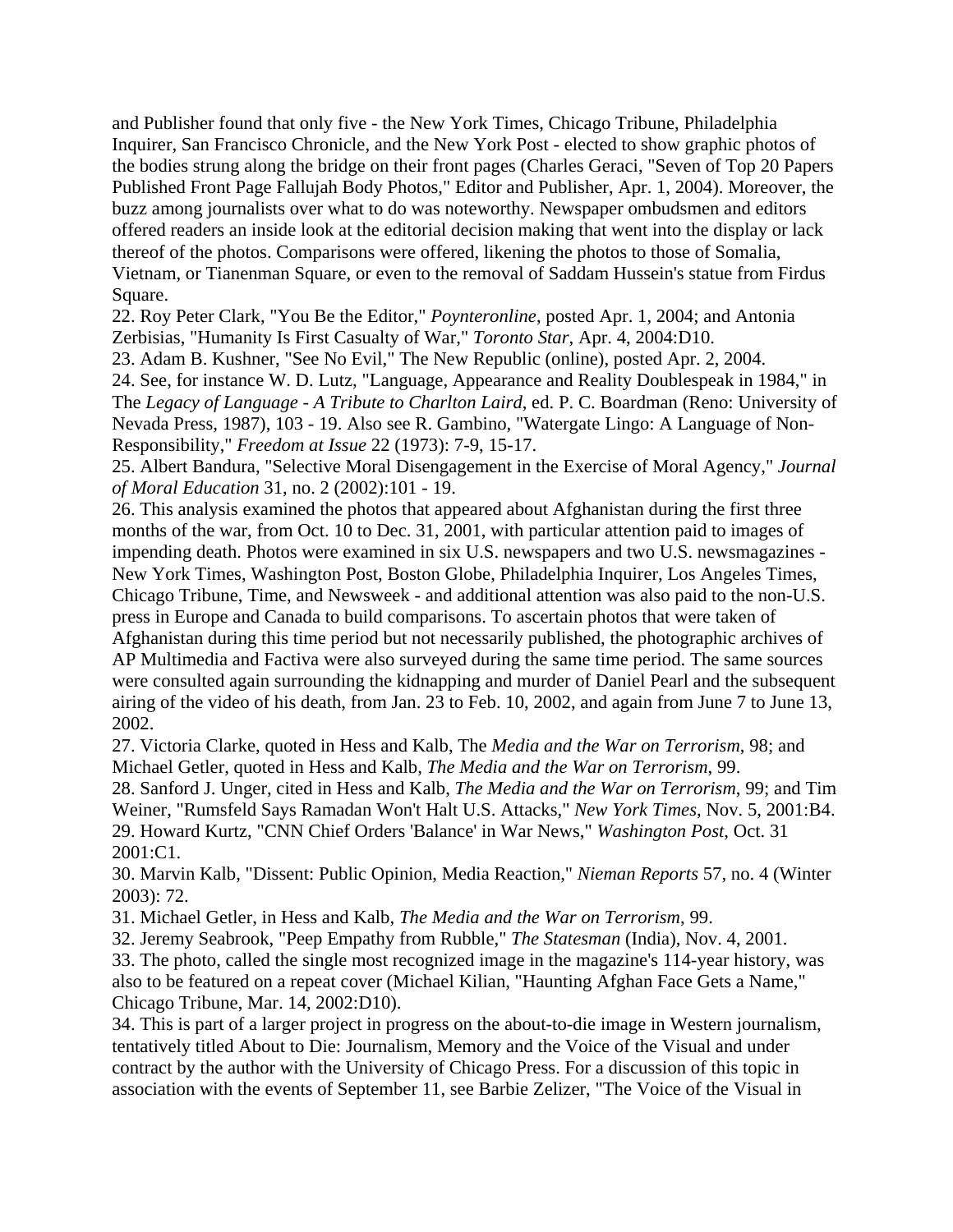and Publisher found that only five - the New York Times, Chicago Tribune, Philadelphia Inquirer, San Francisco Chronicle, and the New York Post - elected to show graphic photos of the bodies strung along the bridge on their front pages (Charles Geraci, "Seven of Top 20 Papers Published Front Page Fallujah Body Photos," Editor and Publisher, Apr. 1, 2004). Moreover, the buzz among journalists over what to do was noteworthy. Newspaper ombudsmen and editors offered readers an inside look at the editorial decision making that went into the display or lack thereof of the photos. Comparisons were offered, likening the photos to those of Somalia, Vietnam, or Tianenman Square, or even to the removal of Saddam Hussein's statue from Firdus Square.

22. Roy Peter Clark, "You Be the Editor," *Poynteronline*, posted Apr. 1, 2004; and Antonia Zerbisias, "Humanity Is First Casualty of War," *Toronto Star*, Apr. 4, 2004:D10.

23. Adam B. Kushner, "See No Evil," The New Republic (online), posted Apr. 2, 2004.

24. See, for instance W. D. Lutz, "Language, Appearance and Reality Doublespeak in 1984," in The *Legacy of Language - A Tribute to Charlton Laird*, ed. P. C. Boardman (Reno: University of Nevada Press, 1987), 103 - 19. Also see R. Gambino, "Watergate Lingo: A Language of Non-Responsibility," *Freedom at Issue* 22 (1973): 7-9, 15-17.

25. Albert Bandura, "Selective Moral Disengagement in the Exercise of Moral Agency," *Journal of Moral Education* 31, no. 2 (2002):101 - 19.

26. This analysis examined the photos that appeared about Afghanistan during the first three months of the war, from Oct. 10 to Dec. 31, 2001, with particular attention paid to images of impending death. Photos were examined in six U.S. newspapers and two U.S. newsmagazines - New York Times, Washington Post, Boston Globe, Philadelphia Inquirer, Los Angeles Times, Chicago Tribune, Time, and Newsweek - and additional attention was also paid to the non-U.S. press in Europe and Canada to build comparisons. To ascertain photos that were taken of Afghanistan during this time period but not necessarily published, the photographic archives of AP Multimedia and Factiva were also surveyed during the same time period. The same sources were consulted again surrounding the kidnapping and murder of Daniel Pearl and the subsequent airing of the video of his death, from Jan. 23 to Feb. 10, 2002, and again from June 7 to June 13, 2002.

27. Victoria Clarke, quoted in Hess and Kalb, The *Media and the War on Terrorism*, 98; and Michael Getler, quoted in Hess and Kalb, *The Media and the War on Terrorism*, 99.

28. Sanford J. Unger, cited in Hess and Kalb, *The Media and the War on Terrorism*, 99; and Tim Weiner, "Rumsfeld Says Ramadan Won't Halt U.S. Attacks," *New York Times*, Nov. 5, 2001:B4.

29. Howard Kurtz, "CNN Chief Orders 'Balance' in War News," *Washington Post*, Oct. 31 2001:C1.

30. Marvin Kalb, "Dissent: Public Opinion, Media Reaction," *Nieman Reports* 57, no. 4 (Winter 2003): 72.

31. Michael Getler, in Hess and Kalb, *The Media and the War on Terrorism*, 99.

32. Jeremy Seabrook, "Peep Empathy from Rubble," *The Statesman* (India), Nov. 4, 2001.

33. The photo, called the single most recognized image in the magazine's 114-year history, was also to be featured on a repeat cover (Michael Kilian, "Haunting Afghan Face Gets a Name," Chicago Tribune, Mar. 14, 2002:D10).

34. This is part of a larger project in progress on the about-to-die image in Western journalism, tentatively titled About to Die: Journalism, Memory and the Voice of the Visual and under contract by the author with the University of Chicago Press. For a discussion of this topic in association with the events of September 11, see Barbie Zelizer, "The Voice of the Visual in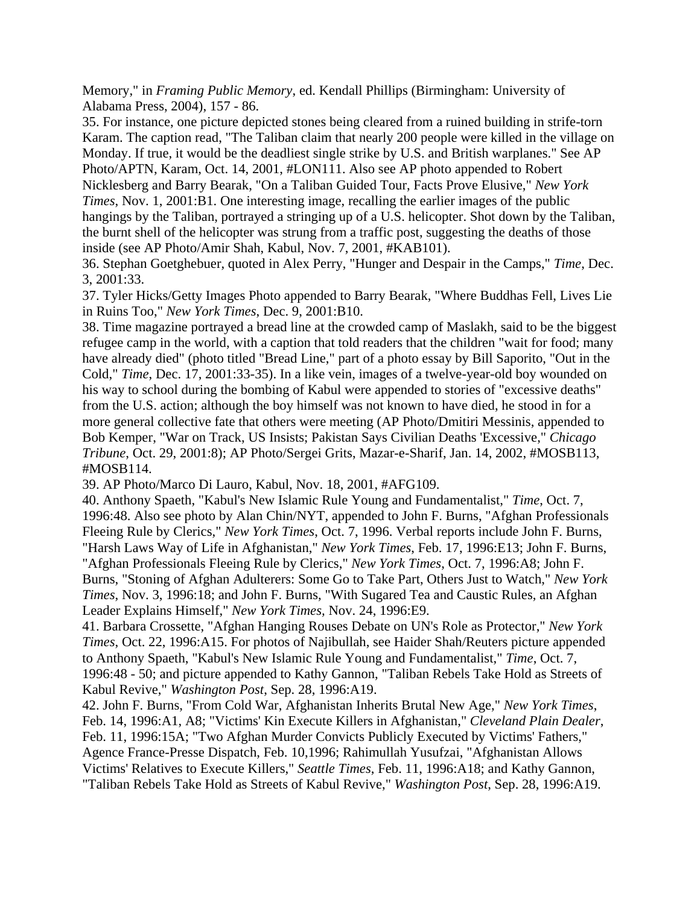Memory," in *Framing Public Memory*, ed. Kendall Phillips (Birmingham: University of Alabama Press, 2004), 157 - 86.

35. For instance, one picture depicted stones being cleared from a ruined building in strife-torn Karam. The caption read, "The Taliban claim that nearly 200 people were killed in the village on Monday. If true, it would be the deadliest single strike by U.S. and British warplanes." See AP Photo/APTN, Karam, Oct. 14, 2001, #LON111. Also see AP photo appended to Robert Nicklesberg and Barry Bearak, "On a Taliban Guided Tour, Facts Prove Elusive," *New York Times*, Nov. 1, 2001:B1. One interesting image, recalling the earlier images of the public hangings by the Taliban, portrayed a stringing up of a U.S. helicopter. Shot down by the Taliban, the burnt shell of the helicopter was strung from a traffic post, suggesting the deaths of those inside (see AP Photo/Amir Shah, Kabul, Nov. 7, 2001, #KAB101).

36. Stephan Goetghebuer, quoted in Alex Perry, "Hunger and Despair in the Camps," *Time*, Dec. 3, 2001:33.

37. Tyler Hicks/Getty Images Photo appended to Barry Bearak, "Where Buddhas Fell, Lives Lie in Ruins Too," *New York Times*, Dec. 9, 2001:B10.

38. Time magazine portrayed a bread line at the crowded camp of Maslakh, said to be the biggest refugee camp in the world, with a caption that told readers that the children "wait for food; many have already died" (photo titled "Bread Line," part of a photo essay by Bill Saporito, "Out in the Cold," *Time*, Dec. 17, 2001:33-35). In a like vein, images of a twelve-year-old boy wounded on his way to school during the bombing of Kabul were appended to stories of "excessive deaths" from the U.S. action; although the boy himself was not known to have died, he stood in for a more general collective fate that others were meeting (AP Photo/Dmitiri Messinis, appended to Bob Kemper, "War on Track, US Insists; Pakistan Says Civilian Deaths 'Excessive," *Chicago Tribune*, Oct. 29, 2001:8); AP Photo/Sergei Grits, Mazar-e-Sharif, Jan. 14, 2002, #MOSB113, #MOSB114.

39. AP Photo/Marco Di Lauro, Kabul, Nov. 18, 2001, #AFG109.

40. Anthony Spaeth, "Kabul's New Islamic Rule Young and Fundamentalist," *Time*, Oct. 7, 1996:48. Also see photo by Alan Chin/NYT, appended to John F. Burns, "Afghan Professionals Fleeing Rule by Clerics," *New York Times*, Oct. 7, 1996. Verbal reports include John F. Burns, "Harsh Laws Way of Life in Afghanistan," *New York Times*, Feb. 17, 1996:E13; John F. Burns, "Afghan Professionals Fleeing Rule by Clerics," *New York Times*, Oct. 7, 1996:A8; John F. Burns, "Stoning of Afghan Adulterers: Some Go to Take Part, Others Just to Watch," *New York Times*, Nov. 3, 1996:18; and John F. Burns, "With Sugared Tea and Caustic Rules, an Afghan Leader Explains Himself," *New York Times*, Nov. 24, 1996:E9.

41. Barbara Crossette, "Afghan Hanging Rouses Debate on UN's Role as Protector," *New York Times*, Oct. 22, 1996:A15. For photos of Najibullah, see Haider Shah/Reuters picture appended to Anthony Spaeth, "Kabul's New Islamic Rule Young and Fundamentalist," *Time*, Oct. 7, 1996:48 - 50; and picture appended to Kathy Gannon, "Taliban Rebels Take Hold as Streets of Kabul Revive," *Washington Post*, Sep. 28, 1996:A19.

42. John F. Burns, "From Cold War, Afghanistan Inherits Brutal New Age," *New York Times*, Feb. 14, 1996:A1, A8; "Victims' Kin Execute Killers in Afghanistan," *Cleveland Plain Dealer*, Feb. 11, 1996:15A; "Two Afghan Murder Convicts Publicly Executed by Victims' Fathers," Agence France-Presse Dispatch, Feb. 10,1996; Rahimullah Yusufzai, "Afghanistan Allows Victims' Relatives to Execute Killers," *Seattle Times*, Feb. 11, 1996:A18; and Kathy Gannon, "Taliban Rebels Take Hold as Streets of Kabul Revive," *Washington Post*, Sep. 28, 1996:A19.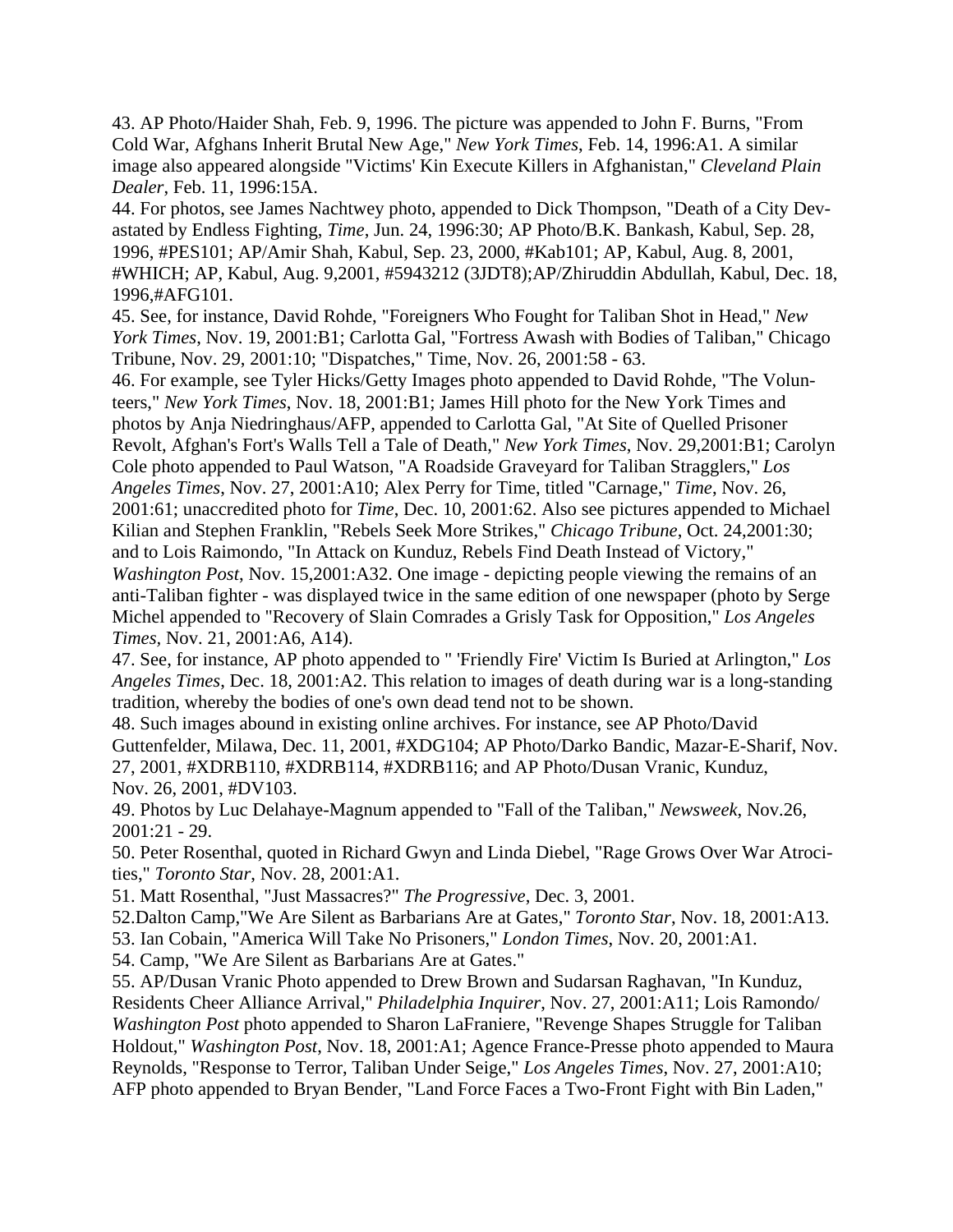43. AP Photo/Haider Shah, Feb. 9, 1996. The picture was appended to John F. Burns, "From Cold War, Afghans Inherit Brutal New Age," *New York Times*, Feb. 14, 1996:A1. A similar image also appeared alongside "Victims' Kin Execute Killers in Afghanistan," *Cleveland Plain Dealer*, Feb. 11, 1996:15A.

44. For photos, see James Nachtwey photo, appended to Dick Thompson, "Death of a City Devastated by Endless Fighting, *Time*, Jun. 24, 1996:30; AP Photo/B.K. Bankash, Kabul, Sep. 28, 1996, #PES101; AP/Amir Shah, Kabul, Sep. 23, 2000, #Kab101; AP, Kabul, Aug. 8, 2001, #WHICH; AP, Kabul, Aug. 9,2001, #5943212 (3JDT8);AP/Zhiruddin Abdullah, Kabul, Dec. 18, 1996,#AFG101.

45. See, for instance, David Rohde, "Foreigners Who Fought for Taliban Shot in Head," *New York Times*, Nov. 19, 2001:B1; Carlotta Gal, "Fortress Awash with Bodies of Taliban," Chicago Tribune, Nov. 29, 2001:10; "Dispatches," Time, Nov. 26, 2001:58 - 63.

46. For example, see Tyler Hicks/Getty Images photo appended to David Rohde, "The Volunteers," *New York Times*, Nov. 18, 2001:B1; James Hill photo for the New York Times and photos by Anja Niedringhaus/AFP, appended to Carlotta Gal, "At Site of Quelled Prisoner Revolt, Afghan's Fort's Walls Tell a Tale of Death," *New York Times*, Nov. 29,2001:B1; Carolyn Cole photo appended to Paul Watson, "A Roadside Graveyard for Taliban Stragglers," *Los Angeles Times*, Nov. 27, 2001:A10; Alex Perry for Time, titled "Carnage," *Time*, Nov. 26, 2001:61; unaccredited photo for *Time*, Dec. 10, 2001:62. Also see pictures appended to Michael Kilian and Stephen Franklin, "Rebels Seek More Strikes," *Chicago Tribune*, Oct. 24,2001:30; and to Lois Raimondo, "In Attack on Kunduz, Rebels Find Death Instead of Victory," *Washington Post*, Nov. 15,2001:A32. One image - depicting people viewing the remains of an anti-Taliban fighter - was displayed twice in the same edition of one newspaper (photo by Serge Michel appended to "Recovery of Slain Comrades a Grisly Task for Opposition," *Los Angeles Times*, Nov. 21, 2001:A6, A14).

47. See, for instance, AP photo appended to " 'Friendly Fire' Victim Is Buried at Arlington," *Los Angeles Times*, Dec. 18, 2001:A2. This relation to images of death during war is a long-standing tradition, whereby the bodies of one's own dead tend not to be shown.

48. Such images abound in existing online archives. For instance, see AP Photo/David Guttenfelder, Milawa, Dec. 11, 2001, #XDG104; AP Photo/Darko Bandic, Mazar-E-Sharif, Nov. 27, 2001, #XDRB110, #XDRB114, #XDRB116; and AP Photo/Dusan Vranic, Kunduz, Nov. 26, 2001, #DV103.

49. Photos by Luc Delahaye-Magnum appended to "Fall of the Taliban," *Newsweek*, Nov.26, 2001:21 - 29.

50. Peter Rosenthal, quoted in Richard Gwyn and Linda Diebel, "Rage Grows Over War Atrocities," *Toronto Star*, Nov. 28, 2001:A1.

51. Matt Rosenthal, "Just Massacres?" *The Progressive*, Dec. 3, 2001.

52.Dalton Camp,"We Are Silent as Barbarians Are at Gates," *Toronto Star*, Nov. 18, 2001:A13.

53. Ian Cobain, "America Will Take No Prisoners," *London Times*, Nov. 20, 2001:A1.

54. Camp, "We Are Silent as Barbarians Are at Gates."

55. AP/Dusan Vranic Photo appended to Drew Brown and Sudarsan Raghavan, "In Kunduz, Residents Cheer Alliance Arrival," *Philadelphia Inquirer*, Nov. 27, 2001:A11; Lois Ramondo/ *Washington Post* photo appended to Sharon LaFraniere, "Revenge Shapes Struggle for Taliban Holdout," *Washington Post*, Nov. 18, 2001:A1; Agence France-Presse photo appended to Maura Reynolds, "Response to Terror, Taliban Under Seige," *Los Angeles Times*, Nov. 27, 2001:A10; AFP photo appended to Bryan Bender, "Land Force Faces a Two-Front Fight with Bin Laden,"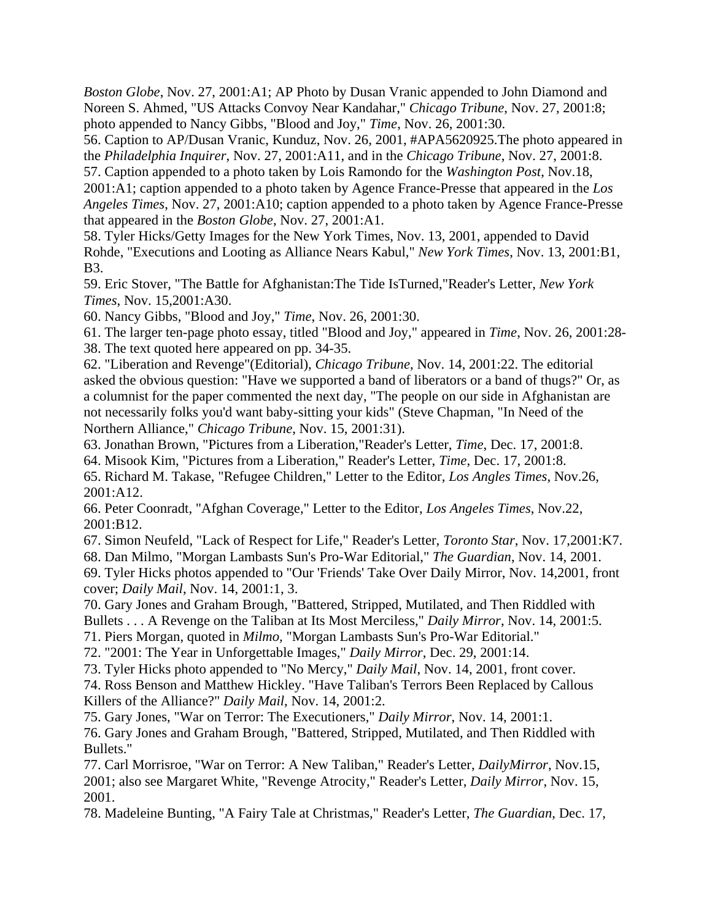*Boston Globe*, Nov. 27, 2001:A1; AP Photo by Dusan Vranic appended to John Diamond and Noreen S. Ahmed, "US Attacks Convoy Near Kandahar," *Chicago Tribune*, Nov. 27, 2001:8; photo appended to Nancy Gibbs, "Blood and Joy," *Time*, Nov. 26, 2001:30.

56. Caption to AP/Dusan Vranic, Kunduz, Nov. 26, 2001, #APA5620925.The photo appeared in the *Philadelphia Inquirer*, Nov. 27, 2001:A11, and in the *Chicago Tribune*, Nov. 27, 2001:8.

57. Caption appended to a photo taken by Lois Ramondo for the *Washington Post*, Nov.18, 2001:A1; caption appended to a photo taken by Agence France-Presse that appeared in the *Los Angeles Times*, Nov. 27, 2001:A10; caption appended to a photo taken by Agence France-Presse that appeared in the *Boston Globe*, Nov. 27, 2001:A1.

58. Tyler Hicks/Getty Images for the New York Times, Nov. 13, 2001, appended to David Rohde, "Executions and Looting as Alliance Nears Kabul," *New York Times*, Nov. 13, 2001:B1, B3.

59. Eric Stover, "The Battle for Afghanistan:The Tide IsTurned,"Reader's Letter, *New York Times*, Nov. 15,2001:A30.

60. Nancy Gibbs, "Blood and Joy," *Time*, Nov. 26, 2001:30.

61. The larger ten-page photo essay, titled "Blood and Joy," appeared in *Time*, Nov. 26, 2001:28-38. The text quoted here appeared on pp. 34-35.

62. "Liberation and Revenge"(Editorial), *Chicago Tribune*, Nov. 14, 2001:22. The editorial asked the obvious question: "Have we supported a band of liberators or a band of thugs?" Or, as a columnist for the paper commented the next day, "The people on our side in Afghanistan are not necessarily folks you'd want baby-sitting your kids" (Steve Chapman, "In Need of the Northern Alliance," *Chicago Tribune*, Nov. 15, 2001:31).

63. Jonathan Brown, "Pictures from a Liberation,"Reader's Letter, *Time*, Dec. 17, 2001:8.

64. Misook Kim, "Pictures from a Liberation," Reader's Letter, *Time*, Dec. 17, 2001:8.

65. Richard M. Takase, "Refugee Children," Letter to the Editor, *Los Angles Times*, Nov.26, 2001:A12.

66. Peter Coonradt, "Afghan Coverage," Letter to the Editor, *Los Angeles Times*, Nov.22, 2001:B12.

67. Simon Neufeld, "Lack of Respect for Life," Reader's Letter, *Toronto Star*, Nov. 17,2001:K7.

68. Dan Milmo, "Morgan Lambasts Sun's Pro-War Editorial," *The Guardian*, Nov. 14, 2001.

69. Tyler Hicks photos appended to "Our 'Friends' Take Over Daily Mirror, Nov. 14,2001, front cover; *Daily Mail*, Nov. 14, 2001:1, 3.

70. Gary Jones and Graham Brough, "Battered, Stripped, Mutilated, and Then Riddled with Bullets . . . A Revenge on the Taliban at Its Most Merciless," *Daily Mirror*, Nov. 14, 2001:5.

71. Piers Morgan, quoted in *Milmo*, "Morgan Lambasts Sun's Pro-War Editorial."

72. "2001: The Year in Unforgettable Images," *Daily Mirror*, Dec. 29, 2001:14.

73. Tyler Hicks photo appended to "No Mercy," *Daily Mail*, Nov. 14, 2001, front cover.

74. Ross Benson and Matthew Hickley. "Have Taliban's Terrors Been Replaced by Callous Killers of the Alliance?" *Daily Mail*, Nov. 14, 2001:2.

75. Gary Jones, "War on Terror: The Executioners," *Daily Mirror*, Nov. 14, 2001:1.

76. Gary Jones and Graham Brough, "Battered, Stripped, Mutilated, and Then Riddled with Bullets."

77. Carl Morrisroe, "War on Terror: A New Taliban," Reader's Letter, *DailyMirror*, Nov.15, 2001; also see Margaret White, "Revenge Atrocity," Reader's Letter, *Daily Mirror*, Nov. 15, 2001.

78. Madeleine Bunting, "A Fairy Tale at Christmas," Reader's Letter, *The Guardian*, Dec. 17,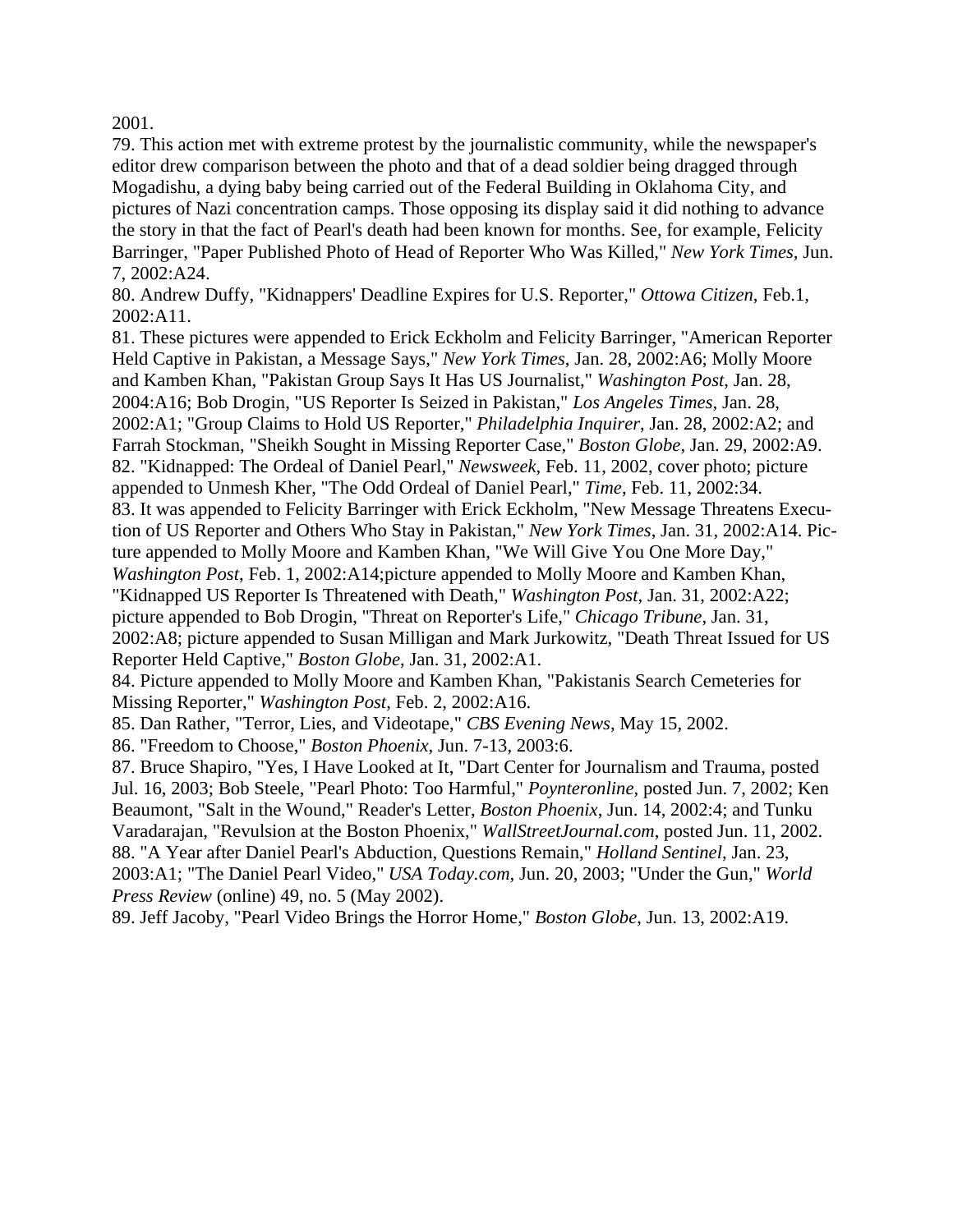2001.

79. This action met with extreme protest by the journalistic community, while the newspaper's editor drew comparison between the photo and that of a dead soldier being dragged through Mogadishu, a dying baby being carried out of the Federal Building in Oklahoma City, and pictures of Nazi concentration camps. Those opposing its display said it did nothing to advance the story in that the fact of Pearl's death had been known for months. See, for example, Felicity Barringer, "Paper Published Photo of Head of Reporter Who Was Killed," *New York Times*, Jun. 7, 2002:A24.

80. Andrew Duffy, "Kidnappers' Deadline Expires for U.S. Reporter," *Ottowa Citizen*, Feb.1, 2002:A11.

81. These pictures were appended to Erick Eckholm and Felicity Barringer, "American Reporter Held Captive in Pakistan, a Message Says," *New York Times*, Jan. 28, 2002:A6; Molly Moore and Kamben Khan, "Pakistan Group Says It Has US Journalist," *Washington Post*, Jan. 28, 2004:A16; Bob Drogin, "US Reporter Is Seized in Pakistan," *Los Angeles Times*, Jan. 28, 2002:A1; "Group Claims to Hold US Reporter," *Philadelphia Inquirer*, Jan. 28, 2002:A2; and Farrah Stockman, "Sheikh Sought in Missing Reporter Case," *Boston Globe*, Jan. 29, 2002:A9.

82. "Kidnapped: The Ordeal of Daniel Pearl," *Newsweek*, Feb. 11, 2002, cover photo; picture appended to Unmesh Kher, "The Odd Ordeal of Daniel Pearl," *Time*, Feb. 11, 2002:34.

83. It was appended to Felicity Barringer with Erick Eckholm, "New Message Threatens Execution of US Reporter and Others Who Stay in Pakistan," *New York Times*, Jan. 31, 2002:A14. Picture appended to Molly Moore and Kamben Khan, "We Will Give You One More Day," *Washington Post*, Feb. 1, 2002:A14;picture appended to Molly Moore and Kamben Khan, "Kidnapped US Reporter Is Threatened with Death," *Washington Post*, Jan. 31, 2002:A22; picture appended to Bob Drogin, "Threat on Reporter's Life," *Chicago Tribune*, Jan. 31, 2002:A8; picture appended to Susan Milligan and Mark Jurkowitz, "Death Threat Issued for US Reporter Held Captive," *Boston Globe*, Jan. 31, 2002:A1.

84. Picture appended to Molly Moore and Kamben Khan, "Pakistanis Search Cemeteries for Missing Reporter," *Washington Post*, Feb. 2, 2002:A16.

85. Dan Rather, "Terror, Lies, and Videotape," *CBS Evening News*, May 15, 2002.

86. "Freedom to Choose," *Boston Phoenix*, Jun. 7-13, 2003:6.

87. Bruce Shapiro, "Yes, I Have Looked at It, "Dart Center for Journalism and Trauma, posted Jul. 16, 2003; Bob Steele, "Pearl Photo: Too Harmful," *Poynteronline*, posted Jun. 7, 2002; Ken Beaumont, "Salt in the Wound," Reader's Letter, *Boston Phoenix*, Jun. 14, 2002:4; and Tunku Varadarajan, "Revulsion at the Boston Phoenix," *WallStreetJournal.com*, posted Jun. 11, 2002.

88. "A Year after Daniel Pearl's Abduction, Questions Remain," *Holland Sentinel*, Jan. 23, 2003:A1; "The Daniel Pearl Video," *USA Today.com*, Jun. 20, 2003; "Under the Gun," *World Press Review* (online) 49, no. 5 (May 2002).

89. Jeff Jacoby, "Pearl Video Brings the Horror Home," *Boston Globe*, Jun. 13, 2002:A19.